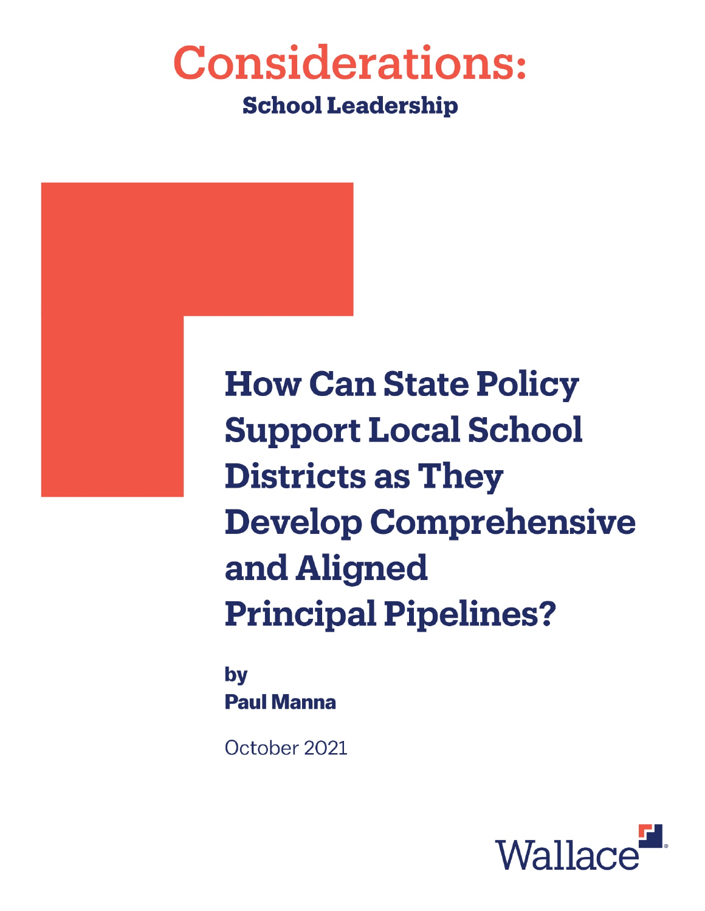# Considerations:

**School Leadership**

# How Can State Policy Support Local School Districts as They Develop Comprehensive and Aligned Principal Pipelines?

**by**
**Paul Manna**

October 2021

Wallace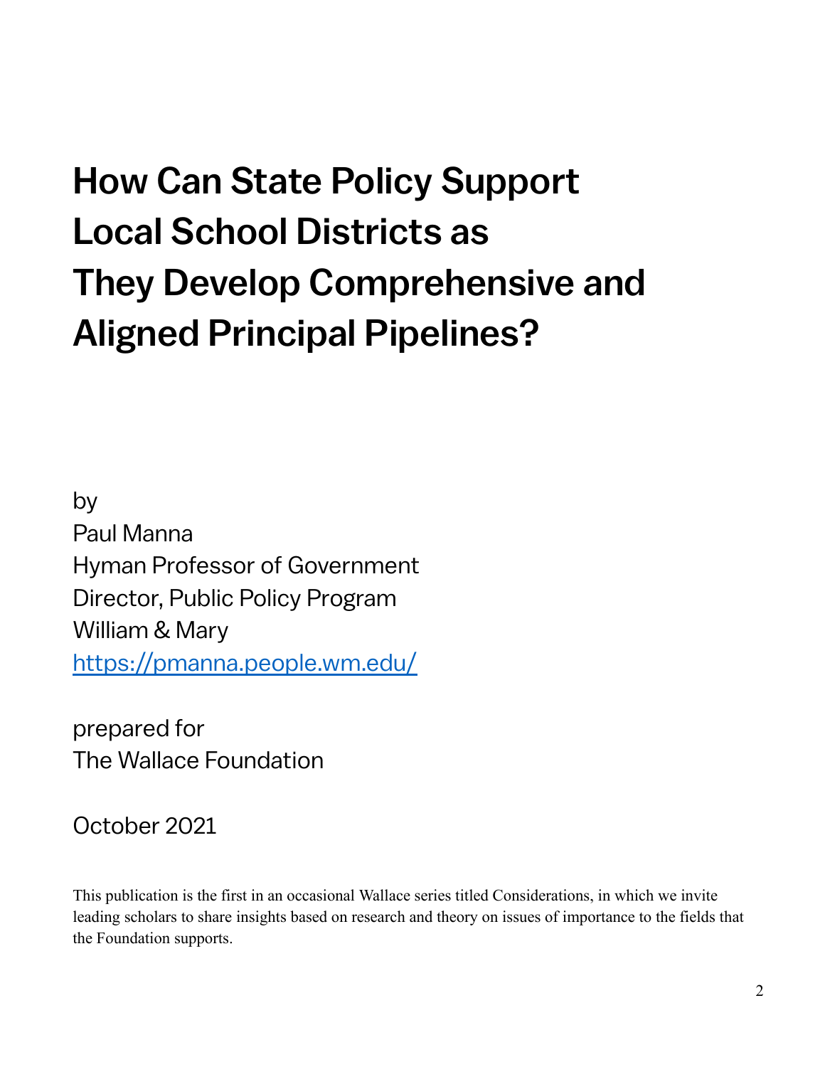# How Can State Policy Support Local School Districts as They Develop Comprehensive and Aligned Principal Pipelines?

by
Paul Manna
Hyman Professor of Government
Director, Public Policy Program
William & Mary
[https://pmanna.people.wm.edu/](https://pmanna.people.wm.edu/)

prepared for
The Wallace Foundation

October 2021

This publication is the first in an occasional Wallace series titled Considerations, in which we invite leading scholars to share insights based on research and theory on issues of importance to the fields that the Foundation supports.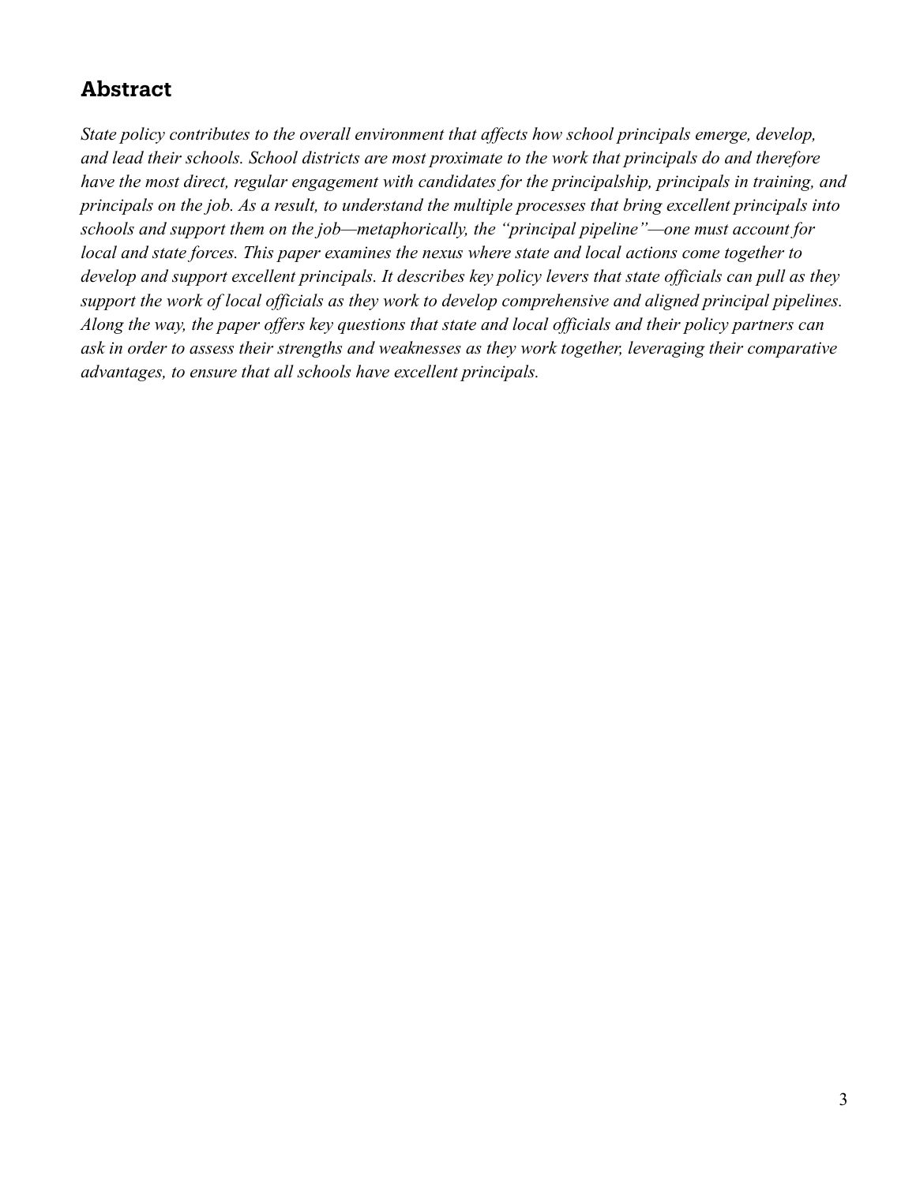## Abstract

*State policy contributes to the overall environment that affects how school principals emerge, develop, and lead their schools. School districts are most proximate to the work that principals do and therefore have the most direct, regular engagement with candidates for the principalship, principals in training, and principals on the job. As a result, to understand the multiple processes that bring excellent principals into schools and support them on the job—metaphorically, the "principal pipeline"—one must account for local and state forces. This paper examines the nexus where state and local actions come together to develop and support excellent principals. It describes key policy levers that state officials can pull as they support the work of local officials as they work to develop comprehensive and aligned principal pipelines. Along the way, the paper offers key questions that state and local officials and their policy partners can ask in order to assess their strengths and weaknesses as they work together, leveraging their comparative advantages, to ensure that all schools have excellent principals.*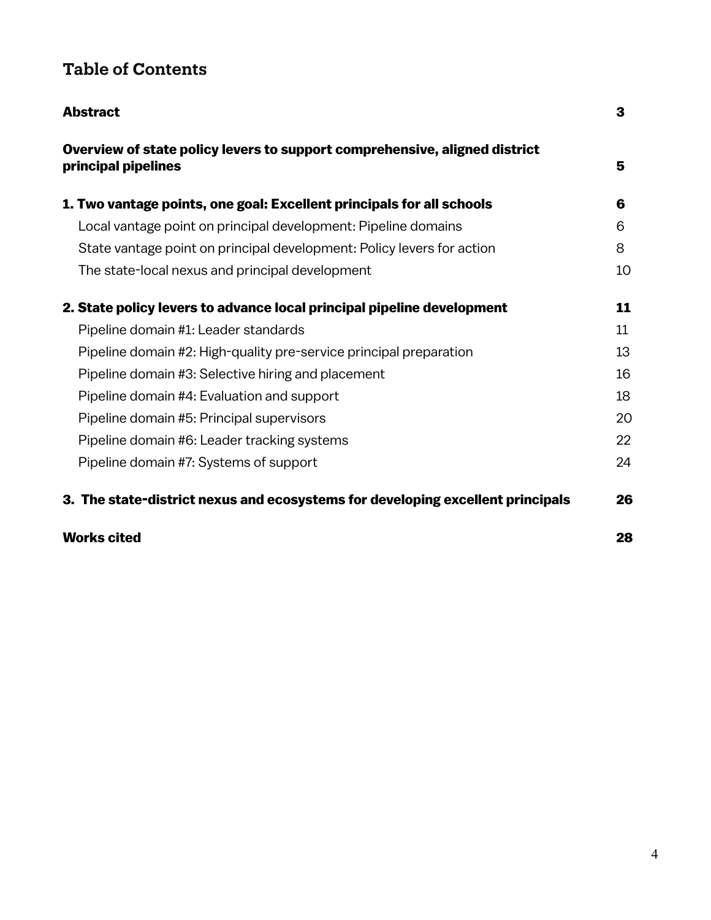## Table of Contents

| | |
|---|---|
| **Abstract** | **3** |
| **Overview of state policy levers to support comprehensive, aligned district principal pipelines** | **5** |
| **1. Two vantage points, one goal: Excellent principals for all schools** | **6** |
| Local vantage point on principal development: Pipeline domains | 6 |
| State vantage point on principal development: Policy levers for action | 8 |
| The state-local nexus and principal development | 10 |
| **2. State policy levers to advance local principal pipeline development** | **11** |
| Pipeline domain #1: Leader standards | 11 |
| Pipeline domain #2: High-quality pre-service principal preparation | 13 |
| Pipeline domain #3: Selective hiring and placement | 16 |
| Pipeline domain #4: Evaluation and support | 18 |
| Pipeline domain #5: Principal supervisors | 20 |
| Pipeline domain #6: Leader tracking systems | 22 |
| Pipeline domain #7: Systems of support | 24 |
| **3. The state-district nexus and ecosystems for developing excellent principals** | **26** |
| **Works cited** | **28** |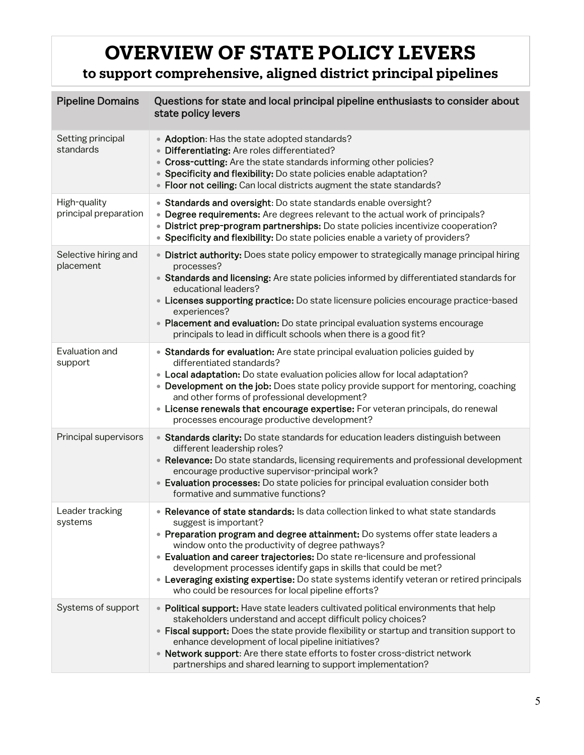# OVERVIEW OF STATE POLICY LEVERS

## to support comprehensive, aligned district principal pipelines

| Pipeline Domains | Questions for state and local principal pipeline enthusiasts to consider about state policy levers |
|---|---|
| Setting principal standards | • **Adoption**: Has the state adopted standards?<br>• **Differentiating:** Are roles differentiated?<br>• **Cross-cutting:** Are the state standards informing other policies?<br>• **Specificity and flexibility:** Do state policies enable adaptation?<br>• **Floor not ceiling:** Can local districts augment the state standards? |
| High-quality principal preparation | • **Standards and oversight**: Do state standards enable oversight?<br>• **Degree requirements:** Are degrees relevant to the actual work of principals?<br>• **District prep-program partnerships:** Do state policies incentivize cooperation?<br>• **Specificity and flexibility:** Do state policies enable a variety of providers? |
| Selective hiring and placement | • **District authority:** Does state policy empower to strategically manage principal hiring processes?<br>• **Standards and licensing:** Are state policies informed by differentiated standards for educational leaders?<br>• **Licenses supporting practice:** Do state licensure policies encourage practice-based experiences?<br>• **Placement and evaluation:** Do state principal evaluation systems encourage principals to lead in difficult schools when there is a good fit? |
| Evaluation and support | • **Standards for evaluation:** Are state principal evaluation policies guided by differentiated standards?<br>• **Local adaptation:** Do state evaluation policies allow for local adaptation?<br>• **Development on the job:** Does state policy provide support for mentoring, coaching and other forms of professional development?<br>• **License renewals that encourage expertise:** For veteran principals, do renewal processes encourage productive development? |
| Principal supervisors | • **Standards clarity:** Do state standards for education leaders distinguish between different leadership roles?<br>• **Relevance:** Do state standards, licensing requirements and professional development encourage productive supervisor-principal work?<br>• **Evaluation processes:** Do state policies for principal evaluation consider both formative and summative functions? |
| Leader tracking systems | • **Relevance of state standards:** Is data collection linked to what state standards suggest is important?<br>• **Preparation program and degree attainment:** Do systems offer state leaders a window onto the productivity of degree pathways?<br>• **Evaluation and career trajectories:** Do state re-licensure and professional development processes identify gaps in skills that could be met?<br>• **Leveraging existing expertise:** Do state systems identify veteran or retired principals who could be resources for local pipeline efforts? |
| Systems of support | • **Political support:** Have state leaders cultivated political environments that help stakeholders understand and accept difficult policy choices?<br>• **Fiscal support:** Does the state provide flexibility or startup and transition support to enhance development of local pipeline initiatives?<br>• **Network support**: Are there state efforts to foster cross-district network partnerships and shared learning to support implementation? |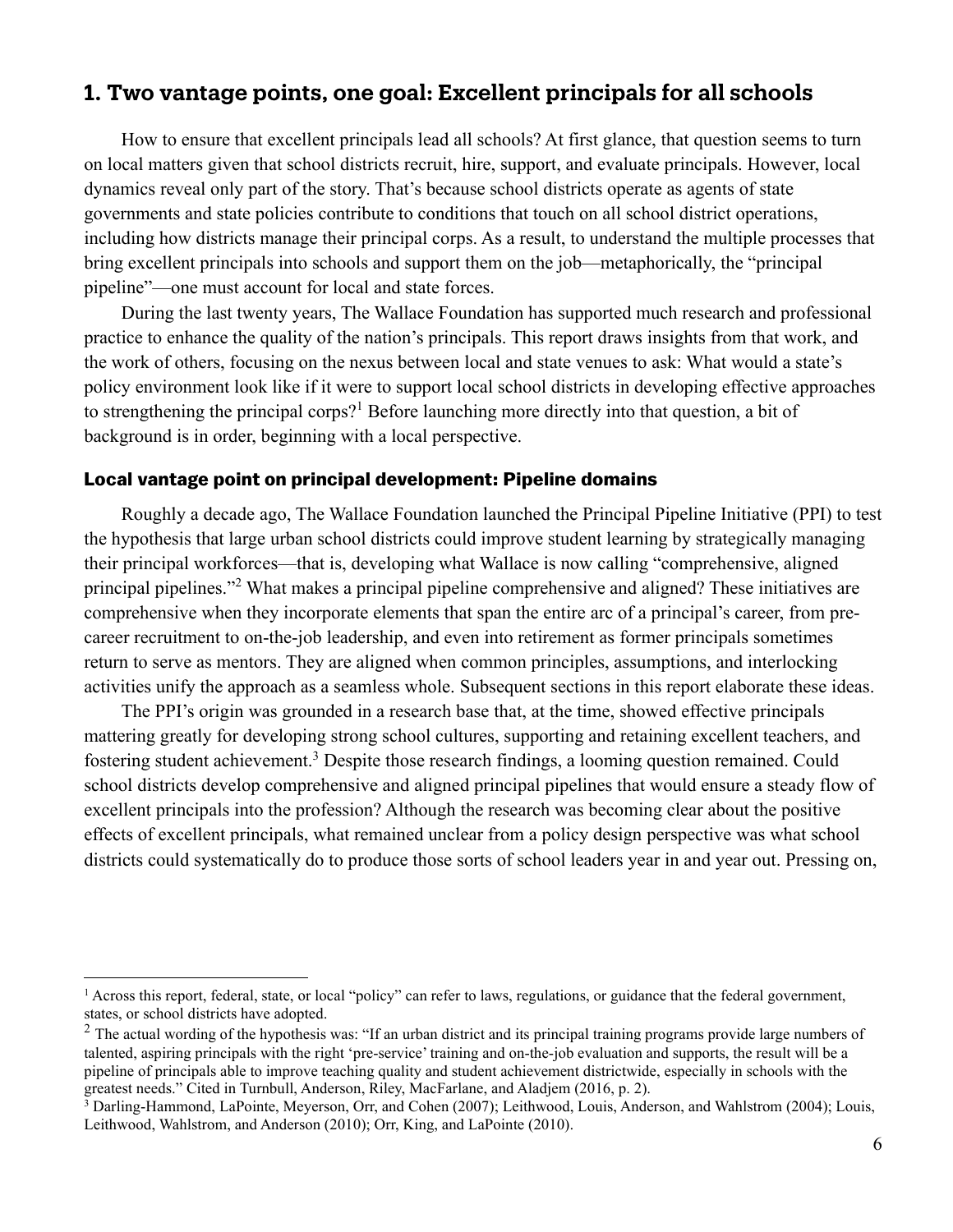## 1. Two vantage points, one goal: Excellent principals for all schools

How to ensure that excellent principals lead all schools? At first glance, that question seems to turn on local matters given that school districts recruit, hire, support, and evaluate principals. However, local dynamics reveal only part of the story. That's because school districts operate as agents of state governments and state policies contribute to conditions that touch on all school district operations, including how districts manage their principal corps. As a result, to understand the multiple processes that bring excellent principals into schools and support them on the job—metaphorically, the "principal pipeline"—one must account for local and state forces.

During the last twenty years, The Wallace Foundation has supported much research and professional practice to enhance the quality of the nation's principals. This report draws insights from that work, and the work of others, focusing on the nexus between local and state venues to ask: What would a state's policy environment look like if it were to support local school districts in developing effective approaches to strengthening the principal corps?[1] Before launching more directly into that question, a bit of background is in order, beginning with a local perspective.

### Local vantage point on principal development: Pipeline domains

Roughly a decade ago, The Wallace Foundation launched the Principal Pipeline Initiative (PPI) to test the hypothesis that large urban school districts could improve student learning by strategically managing their principal workforces—that is, developing what Wallace is now calling "comprehensive, aligned principal pipelines."[2] What makes a principal pipeline comprehensive and aligned? These initiatives are comprehensive when they incorporate elements that span the entire arc of a principal's career, from pre-career recruitment to on-the-job leadership, and even into retirement as former principals sometimes return to serve as mentors. They are aligned when common principles, assumptions, and interlocking activities unify the approach as a seamless whole. Subsequent sections in this report elaborate these ideas.

The PPI's origin was grounded in a research base that, at the time, showed effective principals mattering greatly for developing strong school cultures, supporting and retaining excellent teachers, and fostering student achievement.[3] Despite those research findings, a looming question remained. Could school districts develop comprehensive and aligned principal pipelines that would ensure a steady flow of excellent principals into the profession? Although the research was becoming clear about the positive effects of excellent principals, what remained unclear from a policy design perspective was what school districts could systematically do to produce those sorts of school leaders year in and year out. Pressing on,

---

[1] Across this report, federal, state, or local "policy" can refer to laws, regulations, or guidance that the federal government, states, or school districts have adopted.

[2] The actual wording of the hypothesis was: "If an urban district and its principal training programs provide large numbers of talented, aspiring principals with the right 'pre-service' training and on-the-job evaluation and supports, the result will be a pipeline of principals able to improve teaching quality and student achievement districtwide, especially in schools with the greatest needs." Cited in Turnbull, Anderson, Riley, MacFarlane, and Aladjem (2016, p. 2).

[3] Darling-Hammond, LaPointe, Meyerson, Orr, and Cohen (2007); Leithwood, Louis, Anderson, and Wahlstrom (2004); Louis, Leithwood, Wahlstrom, and Anderson (2010); Orr, King, and LaPointe (2010).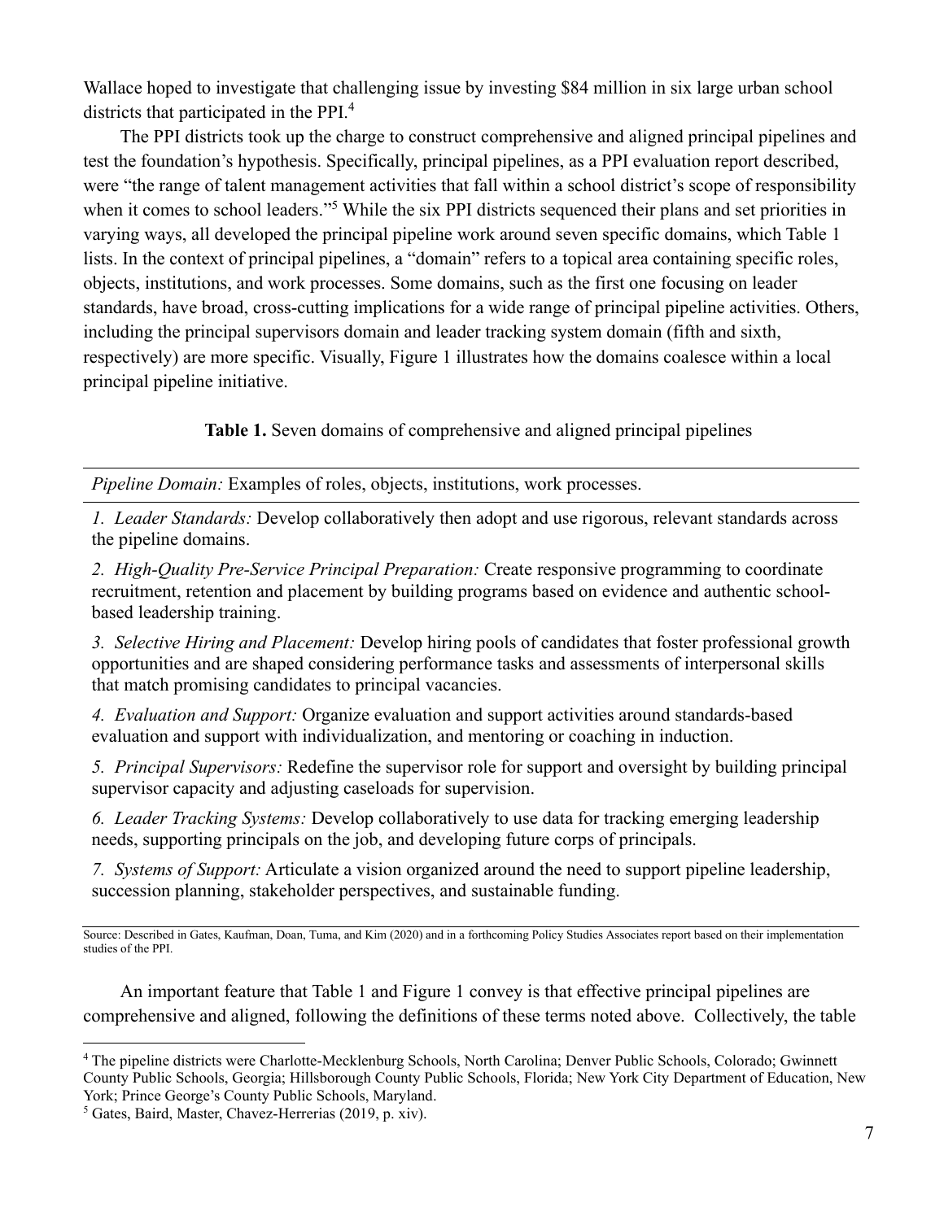Wallace hoped to investigate that challenging issue by investing $84 million in six large urban school districts that participated in the PPI.[4]

The PPI districts took up the charge to construct comprehensive and aligned principal pipelines and test the foundation's hypothesis. Specifically, principal pipelines, as a PPI evaluation report described, were "the range of talent management activities that fall within a school district's scope of responsibility when it comes to school leaders."[5] While the six PPI districts sequenced their plans and set priorities in varying ways, all developed the principal pipeline work around seven specific domains, which Table 1 lists. In the context of principal pipelines, a "domain" refers to a topical area containing specific roles, objects, institutions, and work processes. Some domains, such as the first one focusing on leader standards, have broad, cross-cutting implications for a wide range of principal pipeline activities. Others, including the principal supervisors domain and leader tracking system domain (fifth and sixth, respectively) are more specific. Visually, Figure 1 illustrates how the domains coalesce within a local principal pipeline initiative.

**Table 1.** Seven domains of comprehensive and aligned principal pipelines

| *Pipeline Domain:* Examples of roles, objects, institutions, work processes. |
|---|
| *1. Leader Standards:* Develop collaboratively then adopt and use rigorous, relevant standards across the pipeline domains. |
| *2. High-Quality Pre-Service Principal Preparation:* Create responsive programming to coordinate recruitment, retention and placement by building programs based on evidence and authentic school-based leadership training. |
| *3. Selective Hiring and Placement:* Develop hiring pools of candidates that foster professional growth opportunities and are shaped considering performance tasks and assessments of interpersonal skills that match promising candidates to principal vacancies. |
| *4. Evaluation and Support:* Organize evaluation and support activities around standards-based evaluation and support with individualization, and mentoring or coaching in induction. |
| *5. Principal Supervisors:* Redefine the supervisor role for support and oversight by building principal supervisor capacity and adjusting caseloads for supervision. |
| *6. Leader Tracking Systems:* Develop collaboratively to use data for tracking emerging leadership needs, supporting principals on the job, and developing future corps of principals. |
| *7. Systems of Support:* Articulate a vision organized around the need to support pipeline leadership, succession planning, stakeholder perspectives, and sustainable funding. |

Source: Described in Gates, Kaufman, Doan, Tuma, and Kim (2020) and in a forthcoming Policy Studies Associates report based on their implementation studies of the PPI.

An important feature that Table 1 and Figure 1 convey is that effective principal pipelines are comprehensive and aligned, following the definitions of these terms noted above. Collectively, the table

[4] The pipeline districts were Charlotte-Mecklenburg Schools, North Carolina; Denver Public Schools, Colorado; Gwinnett County Public Schools, Georgia; Hillsborough County Public Schools, Florida; New York City Department of Education, New York; Prince George's County Public Schools, Maryland.

[5] Gates, Baird, Master, Chavez-Herrerias (2019, p. xiv).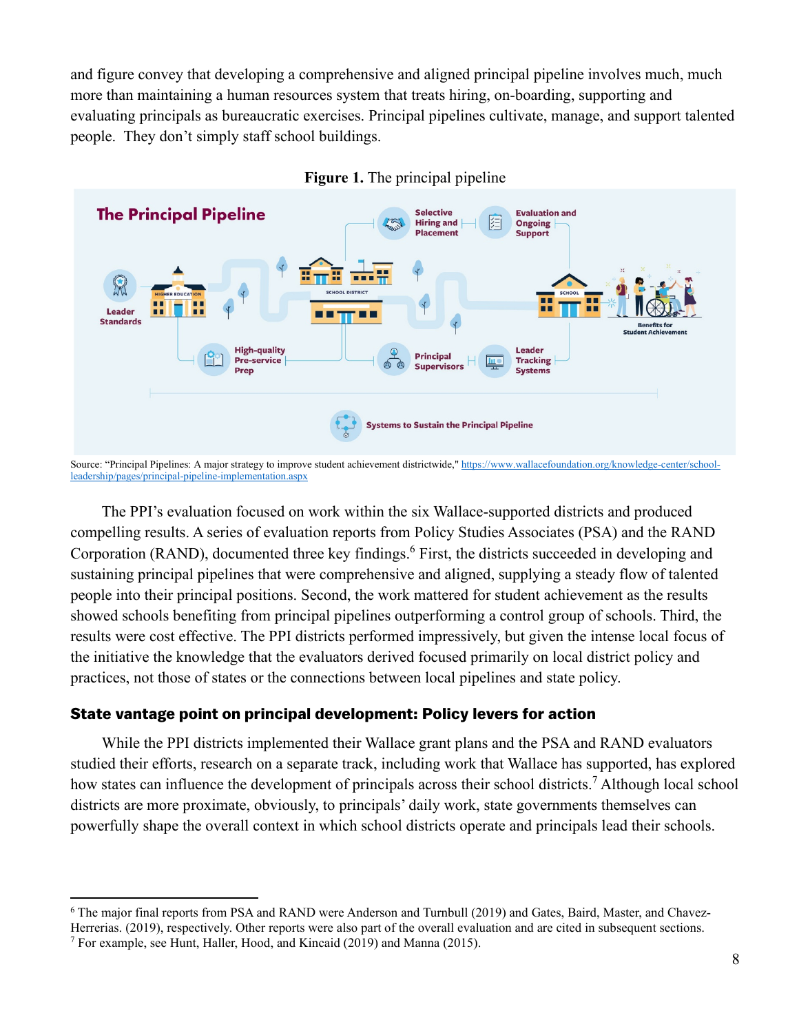and figure convey that developing a comprehensive and aligned principal pipeline involves much, much more than maintaining a human resources system that treats hiring, on-boarding, supporting and evaluating principals as bureaucratic exercises. Principal pipelines cultivate, manage, and support talented people. They don't simply staff school buildings.

**Figure 1.** The principal pipeline

Source: "Principal Pipelines: A major strategy to improve student achievement districtwide," https://www.wallacefoundation.org/knowledge-center/school-leadership/pages/principal-pipeline-implementation.aspx

The PPI's evaluation focused on work within the six Wallace-supported districts and produced compelling results. A series of evaluation reports from Policy Studies Associates (PSA) and the RAND Corporation (RAND), documented three key findings.[6] First, the districts succeeded in developing and sustaining principal pipelines that were comprehensive and aligned, supplying a steady flow of talented people into their principal positions. Second, the work mattered for student achievement as the results showed schools benefiting from principal pipelines outperforming a control group of schools. Third, the results were cost effective. The PPI districts performed impressively, but given the intense local focus of the initiative the knowledge that the evaluators derived focused primarily on local district policy and practices, not those of states or the connections between local pipelines and state policy.

## State vantage point on principal development: Policy levers for action

While the PPI districts implemented their Wallace grant plans and the PSA and RAND evaluators studied their efforts, research on a separate track, including work that Wallace has supported, has explored how states can influence the development of principals across their school districts.[7] Although local school districts are more proximate, obviously, to principals' daily work, state governments themselves can powerfully shape the overall context in which school districts operate and principals lead their schools.

---

[6] The major final reports from PSA and RAND were Anderson and Turnbull (2019) and Gates, Baird, Master, and Chavez-Herrerias. (2019), respectively. Other reports were also part of the overall evaluation and are cited in subsequent sections.

[7] For example, see Hunt, Haller, Hood, and Kincaid (2019) and Manna (2015).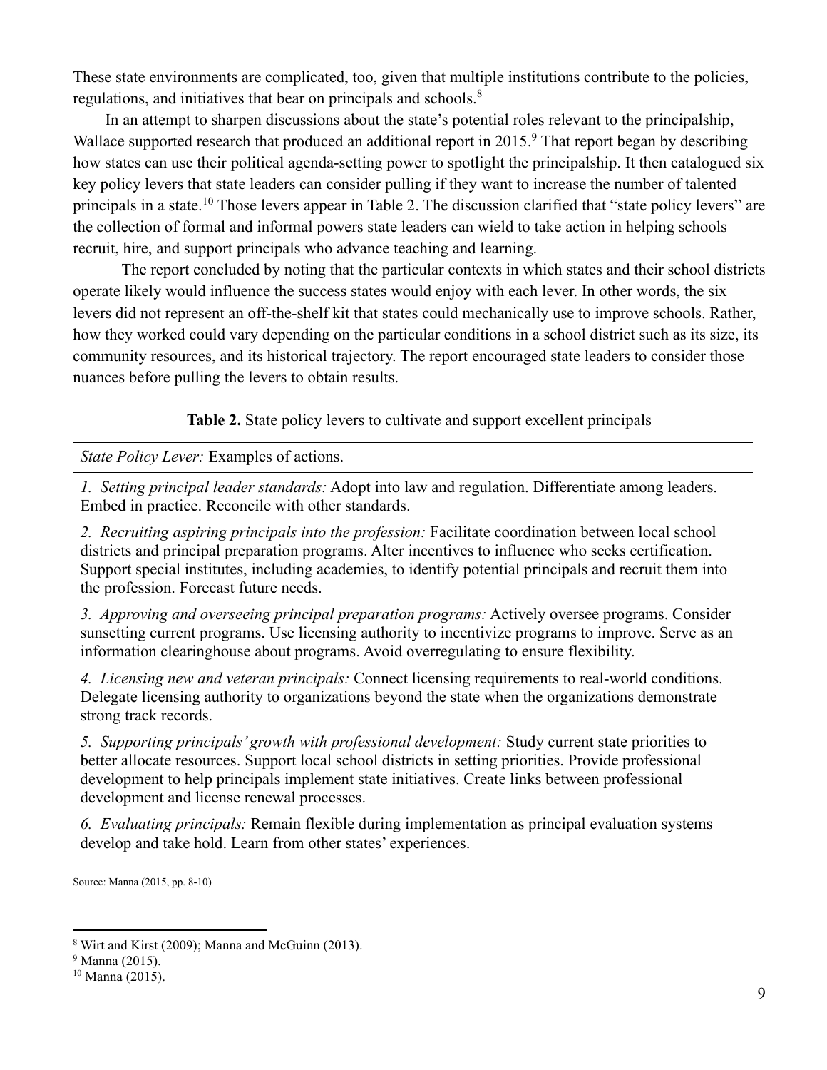These state environments are complicated, too, given that multiple institutions contribute to the policies, regulations, and initiatives that bear on principals and schools.[8]

In an attempt to sharpen discussions about the state's potential roles relevant to the principalship, Wallace supported research that produced an additional report in 2015.[9] That report began by describing how states can use their political agenda-setting power to spotlight the principalship. It then catalogued six key policy levers that state leaders can consider pulling if they want to increase the number of talented principals in a state.[10] Those levers appear in Table 2. The discussion clarified that "state policy levers" are the collection of formal and informal powers state leaders can wield to take action in helping schools recruit, hire, and support principals who advance teaching and learning.

The report concluded by noting that the particular contexts in which states and their school districts operate likely would influence the success states would enjoy with each lever. In other words, the six levers did not represent an off-the-shelf kit that states could mechanically use to improve schools. Rather, how they worked could vary depending on the particular conditions in a school district such as its size, its community resources, and its historical trajectory. The report encouraged state leaders to consider those nuances before pulling the levers to obtain results.

**Table 2.** State policy levers to cultivate and support excellent principals

| *State Policy Lever:* Examples of actions. |
| --- |
| *1. Setting principal leader standards:* Adopt into law and regulation. Differentiate among leaders. Embed in practice. Reconcile with other standards. |
| *2. Recruiting aspiring principals into the profession:* Facilitate coordination between local school districts and principal preparation programs. Alter incentives to influence who seeks certification. Support special institutes, including academies, to identify potential principals and recruit them into the profession. Forecast future needs. |
| *3. Approving and overseeing principal preparation programs:* Actively oversee programs. Consider sunsetting current programs. Use licensing authority to incentivize programs to improve. Serve as an information clearinghouse about programs. Avoid overregulating to ensure flexibility. |
| *4. Licensing new and veteran principals:* Connect licensing requirements to real-world conditions. Delegate licensing authority to organizations beyond the state when the organizations demonstrate strong track records. |
| *5. Supporting principals' growth with professional development:* Study current state priorities to better allocate resources. Support local school districts in setting priorities. Provide professional development to help principals implement state initiatives. Create links between professional development and license renewal processes. |
| *6. Evaluating principals:* Remain flexible during implementation as principal evaluation systems develop and take hold. Learn from other states' experiences. |

Source: Manna (2015, pp. 8-10)

[8] Wirt and Kirst (2009); Manna and McGuinn (2013).

[9] Manna (2015).

[10] Manna (2015).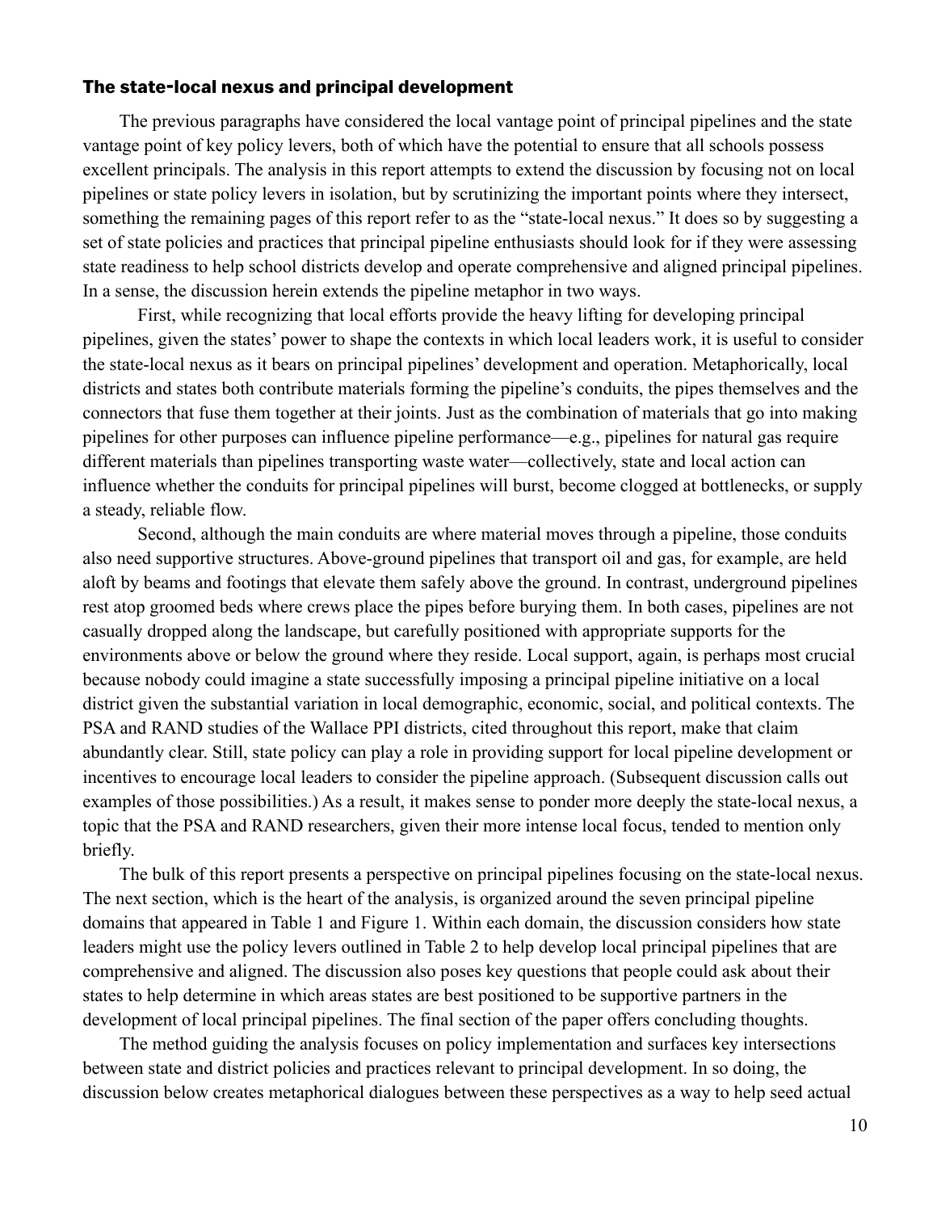### The state-local nexus and principal development

The previous paragraphs have considered the local vantage point of principal pipelines and the state vantage point of key policy levers, both of which have the potential to ensure that all schools possess excellent principals. The analysis in this report attempts to extend the discussion by focusing not on local pipelines or state policy levers in isolation, but by scrutinizing the important points where they intersect, something the remaining pages of this report refer to as the "state-local nexus." It does so by suggesting a set of state policies and practices that principal pipeline enthusiasts should look for if they were assessing state readiness to help school districts develop and operate comprehensive and aligned principal pipelines. In a sense, the discussion herein extends the pipeline metaphor in two ways.

First, while recognizing that local efforts provide the heavy lifting for developing principal pipelines, given the states' power to shape the contexts in which local leaders work, it is useful to consider the state-local nexus as it bears on principal pipelines' development and operation. Metaphorically, local districts and states both contribute materials forming the pipeline's conduits, the pipes themselves and the connectors that fuse them together at their joints. Just as the combination of materials that go into making pipelines for other purposes can influence pipeline performance—e.g., pipelines for natural gas require different materials than pipelines transporting waste water—collectively, state and local action can influence whether the conduits for principal pipelines will burst, become clogged at bottlenecks, or supply a steady, reliable flow.

Second, although the main conduits are where material moves through a pipeline, those conduits also need supportive structures. Above-ground pipelines that transport oil and gas, for example, are held aloft by beams and footings that elevate them safely above the ground. In contrast, underground pipelines rest atop groomed beds where crews place the pipes before burying them. In both cases, pipelines are not casually dropped along the landscape, but carefully positioned with appropriate supports for the environments above or below the ground where they reside. Local support, again, is perhaps most crucial because nobody could imagine a state successfully imposing a principal pipeline initiative on a local district given the substantial variation in local demographic, economic, social, and political contexts. The PSA and RAND studies of the Wallace PPI districts, cited throughout this report, make that claim abundantly clear. Still, state policy can play a role in providing support for local pipeline development or incentives to encourage local leaders to consider the pipeline approach. (Subsequent discussion calls out examples of those possibilities.) As a result, it makes sense to ponder more deeply the state-local nexus, a topic that the PSA and RAND researchers, given their more intense local focus, tended to mention only briefly.

The bulk of this report presents a perspective on principal pipelines focusing on the state-local nexus. The next section, which is the heart of the analysis, is organized around the seven principal pipeline domains that appeared in Table 1 and Figure 1. Within each domain, the discussion considers how state leaders might use the policy levers outlined in Table 2 to help develop local principal pipelines that are comprehensive and aligned. The discussion also poses key questions that people could ask about their states to help determine in which areas states are best positioned to be supportive partners in the development of local principal pipelines. The final section of the paper offers concluding thoughts.

The method guiding the analysis focuses on policy implementation and surfaces key intersections between state and district policies and practices relevant to principal development. In so doing, the discussion below creates metaphorical dialogues between these perspectives as a way to help seed actual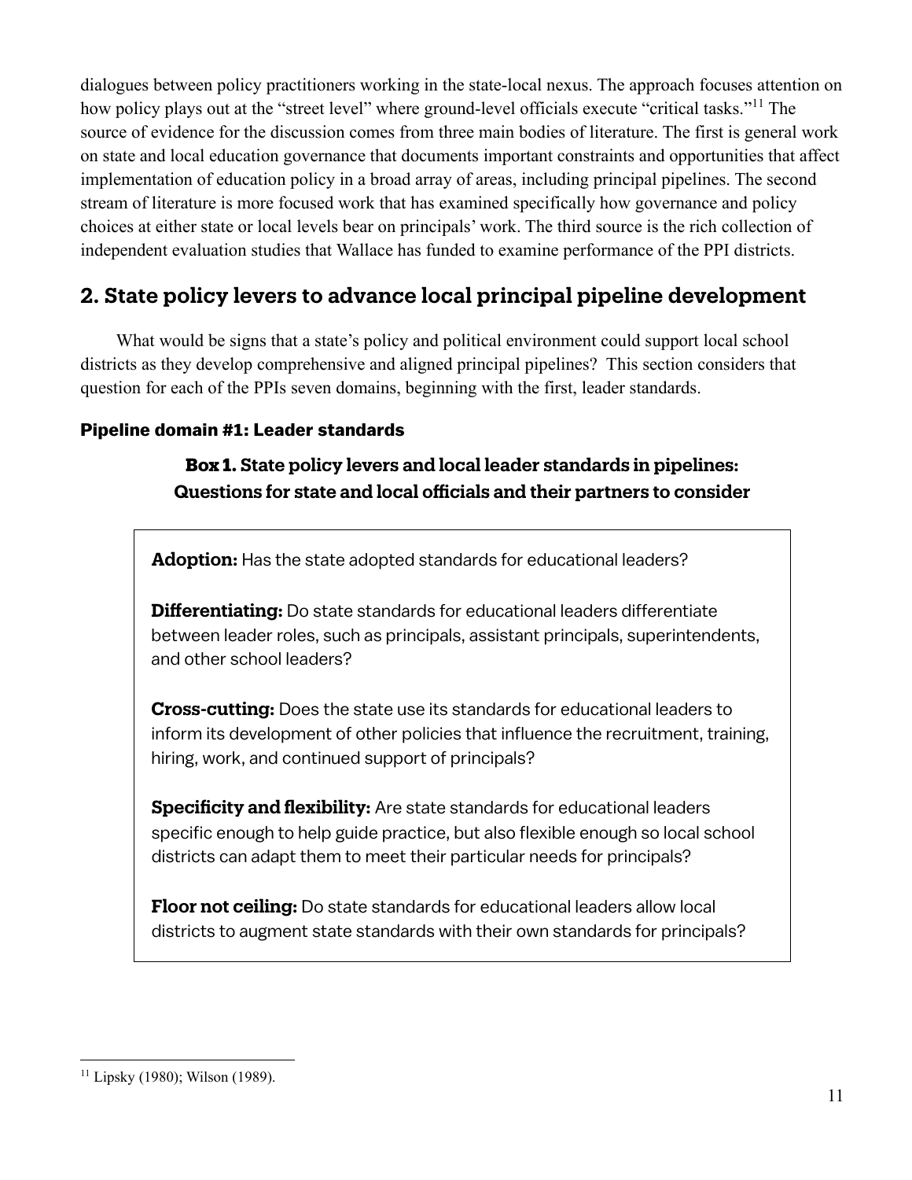dialogues between policy practitioners working in the state-local nexus. The approach focuses attention on how policy plays out at the "street level" where ground-level officials execute "critical tasks."[11] The source of evidence for the discussion comes from three main bodies of literature. The first is general work on state and local education governance that documents important constraints and opportunities that affect implementation of education policy in a broad array of areas, including principal pipelines. The second stream of literature is more focused work that has examined specifically how governance and policy choices at either state or local levels bear on principals' work. The third source is the rich collection of independent evaluation studies that Wallace has funded to examine performance of the PPI districts.

## 2. State policy levers to advance local principal pipeline development

What would be signs that a state's policy and political environment could support local school districts as they develop comprehensive and aligned principal pipelines? This section considers that question for each of the PPIs seven domains, beginning with the first, leader standards.

### Pipeline domain #1: Leader standards

**Box 1. State policy levers and local leader standards in pipelines: Questions for state and local officials and their partners to consider**

**Adoption:** Has the state adopted standards for educational leaders?

**Differentiating:** Do state standards for educational leaders differentiate between leader roles, such as principals, assistant principals, superintendents, and other school leaders?

**Cross-cutting:** Does the state use its standards for educational leaders to inform its development of other policies that influence the recruitment, training, hiring, work, and continued support of principals?

**Specificity and flexibility:** Are state standards for educational leaders specific enough to help guide practice, but also flexible enough so local school districts can adapt them to meet their particular needs for principals?

**Floor not ceiling:** Do state standards for educational leaders allow local districts to augment state standards with their own standards for principals?

[11] Lipsky (1980); Wilson (1989).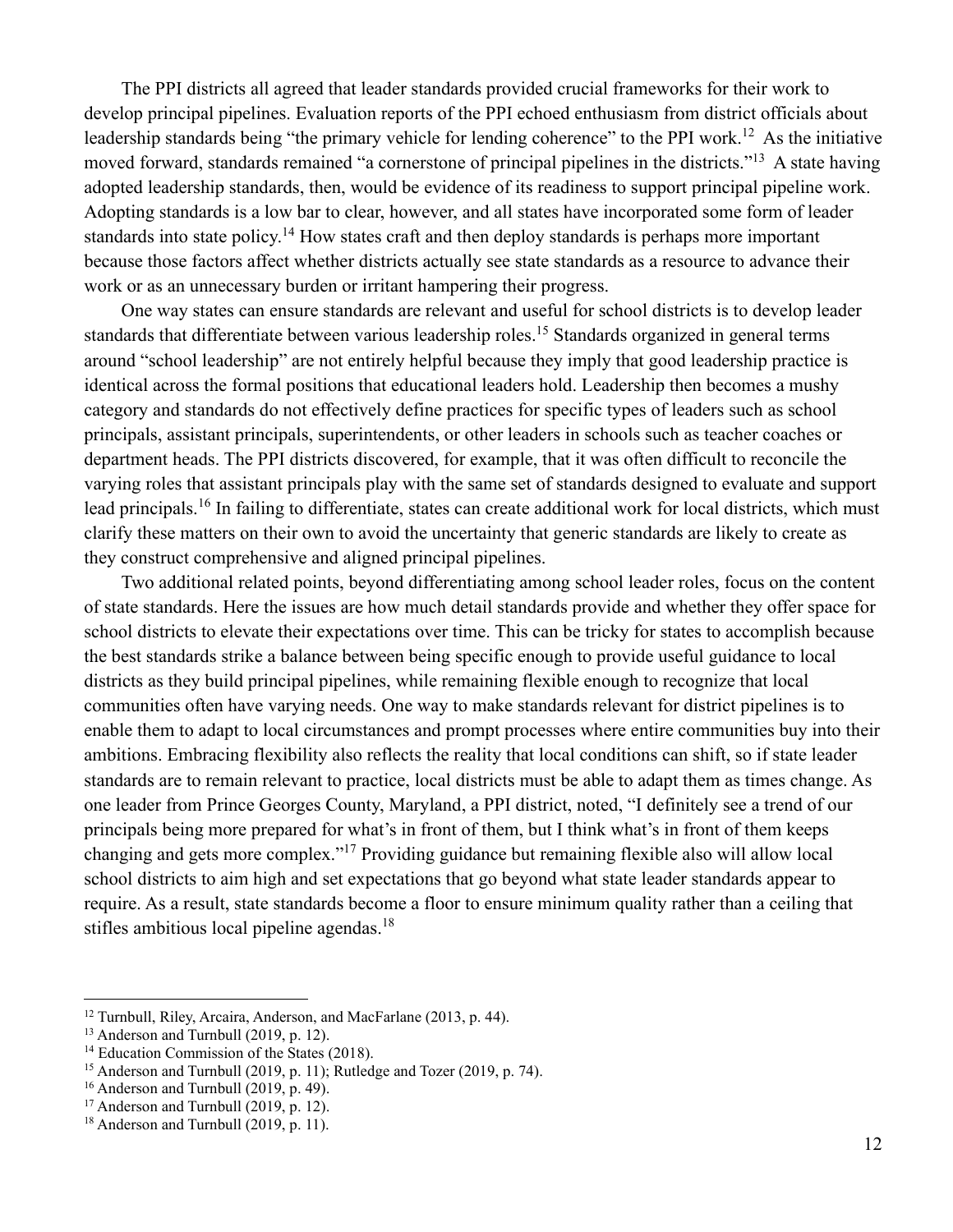The PPI districts all agreed that leader standards provided crucial frameworks for their work to develop principal pipelines. Evaluation reports of the PPI echoed enthusiasm from district officials about leadership standards being "the primary vehicle for lending coherence" to the PPI work.[12] As the initiative moved forward, standards remained "a cornerstone of principal pipelines in the districts."[13] A state having adopted leadership standards, then, would be evidence of its readiness to support principal pipeline work. Adopting standards is a low bar to clear, however, and all states have incorporated some form of leader standards into state policy.[14] How states craft and then deploy standards is perhaps more important because those factors affect whether districts actually see state standards as a resource to advance their work or as an unnecessary burden or irritant hampering their progress.

One way states can ensure standards are relevant and useful for school districts is to develop leader standards that differentiate between various leadership roles.[15] Standards organized in general terms around "school leadership" are not entirely helpful because they imply that good leadership practice is identical across the formal positions that educational leaders hold. Leadership then becomes a mushy category and standards do not effectively define practices for specific types of leaders such as school principals, assistant principals, superintendents, or other leaders in schools such as teacher coaches or department heads. The PPI districts discovered, for example, that it was often difficult to reconcile the varying roles that assistant principals play with the same set of standards designed to evaluate and support lead principals.[16] In failing to differentiate, states can create additional work for local districts, which must clarify these matters on their own to avoid the uncertainty that generic standards are likely to create as they construct comprehensive and aligned principal pipelines.

Two additional related points, beyond differentiating among school leader roles, focus on the content of state standards. Here the issues are how much detail standards provide and whether they offer space for school districts to elevate their expectations over time. This can be tricky for states to accomplish because the best standards strike a balance between being specific enough to provide useful guidance to local districts as they build principal pipelines, while remaining flexible enough to recognize that local communities often have varying needs. One way to make standards relevant for district pipelines is to enable them to adapt to local circumstances and prompt processes where entire communities buy into their ambitions. Embracing flexibility also reflects the reality that local conditions can shift, so if state leader standards are to remain relevant to practice, local districts must be able to adapt them as times change. As one leader from Prince Georges County, Maryland, a PPI district, noted, "I definitely see a trend of our principals being more prepared for what's in front of them, but I think what's in front of them keeps changing and gets more complex."[17] Providing guidance but remaining flexible also will allow local school districts to aim high and set expectations that go beyond what state leader standards appear to require. As a result, state standards become a floor to ensure minimum quality rather than a ceiling that stifles ambitious local pipeline agendas.[18]

---

[12] Turnbull, Riley, Arcaira, Anderson, and MacFarlane (2013, p. 44).

[13] Anderson and Turnbull (2019, p. 12).

[14] Education Commission of the States (2018).

[15] Anderson and Turnbull (2019, p. 11); Rutledge and Tozer (2019, p. 74).

[16] Anderson and Turnbull (2019, p. 49).

[17] Anderson and Turnbull (2019, p. 12).

[18] Anderson and Turnbull (2019, p. 11).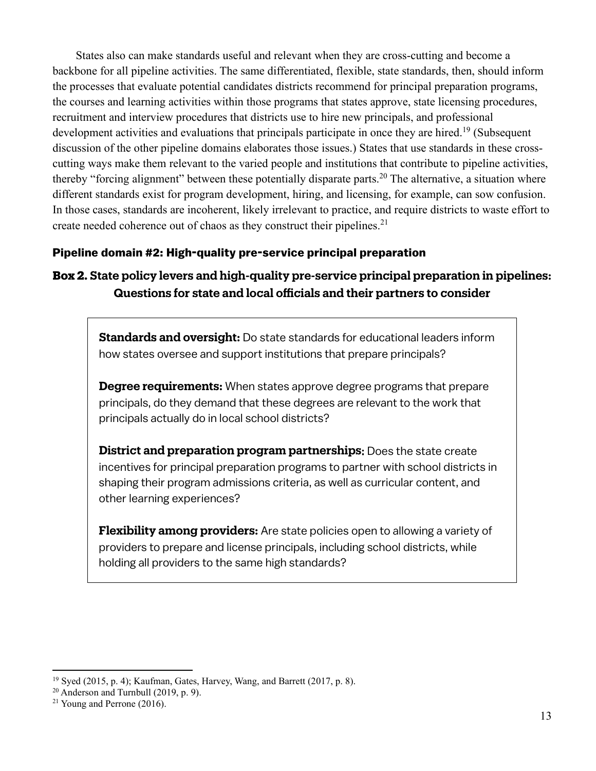States also can make standards useful and relevant when they are cross-cutting and become a backbone for all pipeline activities. The same differentiated, flexible, state standards, then, should inform the processes that evaluate potential candidates districts recommend for principal preparation programs, the courses and learning activities within those programs that states approve, state licensing procedures, recruitment and interview procedures that districts use to hire new principals, and professional development activities and evaluations that principals participate in once they are hired.[19] (Subsequent discussion of the other pipeline domains elaborates those issues.) States that use standards in these cross-cutting ways make them relevant to the varied people and institutions that contribute to pipeline activities, thereby "forcing alignment" between these potentially disparate parts.[20] The alternative, a situation where different standards exist for program development, hiring, and licensing, for example, can sow confusion. In those cases, standards are incoherent, likely irrelevant to practice, and require districts to waste effort to create needed coherence out of chaos as they construct their pipelines.[21]

### Pipeline domain #2: High-quality pre-service principal preparation

#### Box 2. State policy levers and high-quality pre-service principal preparation in pipelines: Questions for state and local officials and their partners to consider

**Standards and oversight:** Do state standards for educational leaders inform how states oversee and support institutions that prepare principals?

**Degree requirements:** When states approve degree programs that prepare principals, do they demand that these degrees are relevant to the work that principals actually do in local school districts?

**District and preparation program partnerships:** Does the state create incentives for principal preparation programs to partner with school districts in shaping their program admissions criteria, as well as curricular content, and other learning experiences?

**Flexibility among providers:** Are state policies open to allowing a variety of providers to prepare and license principals, including school districts, while holding all providers to the same high standards?

---

[19] Syed (2015, p. 4); Kaufman, Gates, Harvey, Wang, and Barrett (2017, p. 8).

[20] Anderson and Turnbull (2019, p. 9).

[21] Young and Perrone (2016).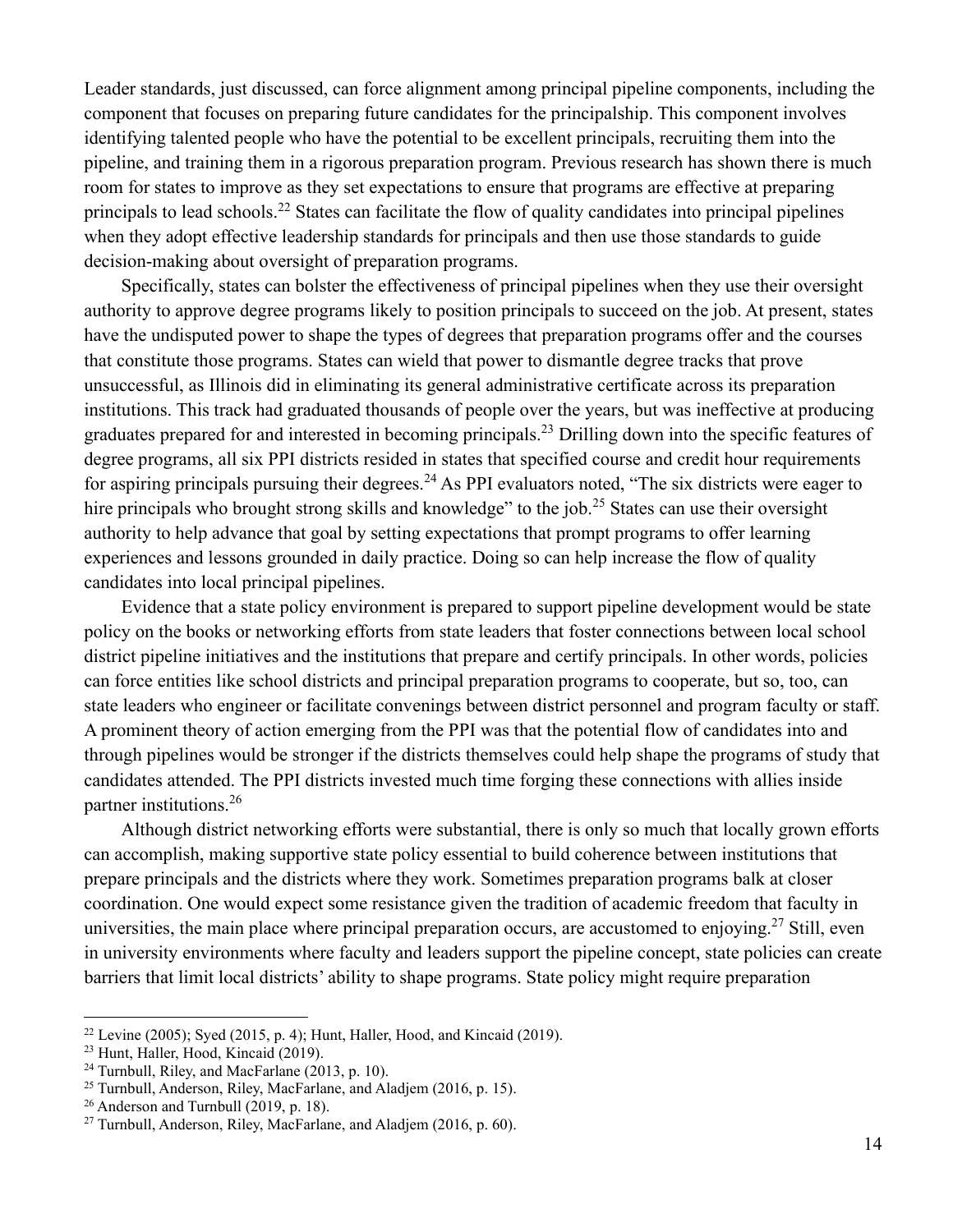Leader standards, just discussed, can force alignment among principal pipeline components, including the component that focuses on preparing future candidates for the principalship. This component involves identifying talented people who have the potential to be excellent principals, recruiting them into the pipeline, and training them in a rigorous preparation program. Previous research has shown there is much room for states to improve as they set expectations to ensure that programs are effective at preparing principals to lead schools.[22] States can facilitate the flow of quality candidates into principal pipelines when they adopt effective leadership standards for principals and then use those standards to guide decision-making about oversight of preparation programs.

Specifically, states can bolster the effectiveness of principal pipelines when they use their oversight authority to approve degree programs likely to position principals to succeed on the job. At present, states have the undisputed power to shape the types of degrees that preparation programs offer and the courses that constitute those programs. States can wield that power to dismantle degree tracks that prove unsuccessful, as Illinois did in eliminating its general administrative certificate across its preparation institutions. This track had graduated thousands of people over the years, but was ineffective at producing graduates prepared for and interested in becoming principals.[23] Drilling down into the specific features of degree programs, all six PPI districts resided in states that specified course and credit hour requirements for aspiring principals pursuing their degrees.[24] As PPI evaluators noted, "The six districts were eager to hire principals who brought strong skills and knowledge" to the job.[25] States can use their oversight authority to help advance that goal by setting expectations that prompt programs to offer learning experiences and lessons grounded in daily practice. Doing so can help increase the flow of quality candidates into local principal pipelines.

Evidence that a state policy environment is prepared to support pipeline development would be state policy on the books or networking efforts from state leaders that foster connections between local school district pipeline initiatives and the institutions that prepare and certify principals. In other words, policies can force entities like school districts and principal preparation programs to cooperate, but so, too, can state leaders who engineer or facilitate convenings between district personnel and program faculty or staff. A prominent theory of action emerging from the PPI was that the potential flow of candidates into and through pipelines would be stronger if the districts themselves could help shape the programs of study that candidates attended. The PPI districts invested much time forging these connections with allies inside partner institutions.[26]

Although district networking efforts were substantial, there is only so much that locally grown efforts can accomplish, making supportive state policy essential to build coherence between institutions that prepare principals and the districts where they work. Sometimes preparation programs balk at closer coordination. One would expect some resistance given the tradition of academic freedom that faculty in universities, the main place where principal preparation occurs, are accustomed to enjoying.[27] Still, even in university environments where faculty and leaders support the pipeline concept, state policies can create barriers that limit local districts' ability to shape programs. State policy might require preparation

---

[22] Levine (2005); Syed (2015, p. 4); Hunt, Haller, Hood, and Kincaid (2019).

[23] Hunt, Haller, Hood, Kincaid (2019).

[24] Turnbull, Riley, and MacFarlane (2013, p. 10).

[25] Turnbull, Anderson, Riley, MacFarlane, and Aladjem (2016, p. 15).

[26] Anderson and Turnbull (2019, p. 18).

[27] Turnbull, Anderson, Riley, MacFarlane, and Aladjem (2016, p. 60).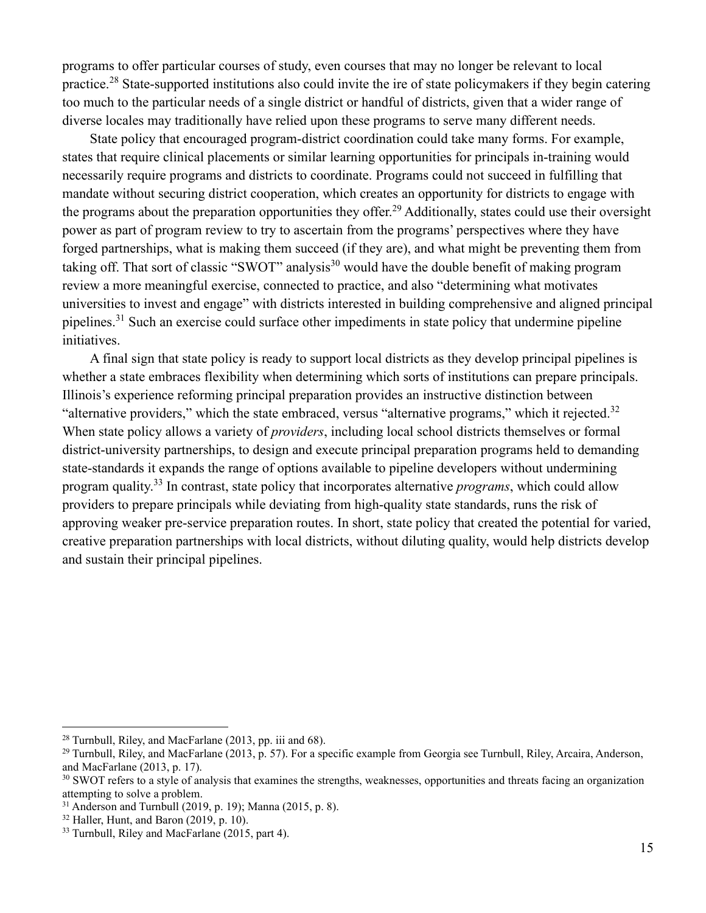programs to offer particular courses of study, even courses that may no longer be relevant to local practice.[28] State-supported institutions also could invite the ire of state policymakers if they begin catering too much to the particular needs of a single district or handful of districts, given that a wider range of diverse locales may traditionally have relied upon these programs to serve many different needs.

State policy that encouraged program-district coordination could take many forms. For example, states that require clinical placements or similar learning opportunities for principals in-training would necessarily require programs and districts to coordinate. Programs could not succeed in fulfilling that mandate without securing district cooperation, which creates an opportunity for districts to engage with the programs about the preparation opportunities they offer.[29] Additionally, states could use their oversight power as part of program review to try to ascertain from the programs' perspectives where they have forged partnerships, what is making them succeed (if they are), and what might be preventing them from taking off. That sort of classic "SWOT" analysis[30] would have the double benefit of making program review a more meaningful exercise, connected to practice, and also "determining what motivates universities to invest and engage" with districts interested in building comprehensive and aligned principal pipelines.[31] Such an exercise could surface other impediments in state policy that undermine pipeline initiatives.

A final sign that state policy is ready to support local districts as they develop principal pipelines is whether a state embraces flexibility when determining which sorts of institutions can prepare principals. Illinois's experience reforming principal preparation provides an instructive distinction between "alternative providers," which the state embraced, versus "alternative programs," which it rejected.[32] When state policy allows a variety of *providers*, including local school districts themselves or formal district-university partnerships, to design and execute principal preparation programs held to demanding state-standards it expands the range of options available to pipeline developers without undermining program quality.[33] In contrast, state policy that incorporates alternative *programs*, which could allow providers to prepare principals while deviating from high-quality state standards, runs the risk of approving weaker pre-service preparation routes. In short, state policy that created the potential for varied, creative preparation partnerships with local districts, without diluting quality, would help districts develop and sustain their principal pipelines.

---

[28] Turnbull, Riley, and MacFarlane (2013, pp. iii and 68).

[29] Turnbull, Riley, and MacFarlane (2013, p. 57). For a specific example from Georgia see Turnbull, Riley, Arcaira, Anderson, and MacFarlane (2013, p. 17).

[30] SWOT refers to a style of analysis that examines the strengths, weaknesses, opportunities and threats facing an organization attempting to solve a problem.

[31] Anderson and Turnbull (2019, p. 19); Manna (2015, p. 8).

[32] Haller, Hunt, and Baron (2019, p. 10).

[33] Turnbull, Riley and MacFarlane (2015, part 4).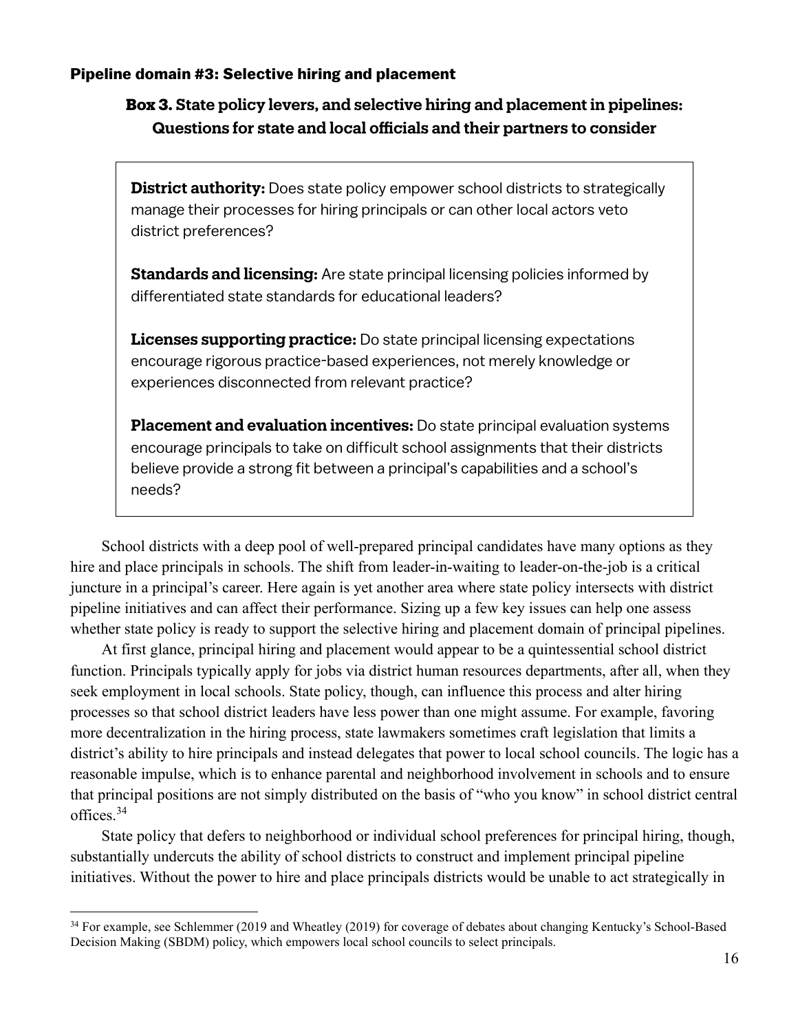### Pipeline domain #3: Selective hiring and placement

**Box 3. State policy levers, and selective hiring and placement in pipelines: Questions for state and local officials and their partners to consider**

> **District authority:** Does state policy empower school districts to strategically manage their processes for hiring principals or can other local actors veto district preferences?
>
> **Standards and licensing:** Are state principal licensing policies informed by differentiated state standards for educational leaders?
>
> **Licenses supporting practice:** Do state principal licensing expectations encourage rigorous practice-based experiences, not merely knowledge or experiences disconnected from relevant practice?
>
> **Placement and evaluation incentives:** Do state principal evaluation systems encourage principals to take on difficult school assignments that their districts believe provide a strong fit between a principal's capabilities and a school's needs?

School districts with a deep pool of well-prepared principal candidates have many options as they hire and place principals in schools. The shift from leader-in-waiting to leader-on-the-job is a critical juncture in a principal's career. Here again is yet another area where state policy intersects with district pipeline initiatives and can affect their performance. Sizing up a few key issues can help one assess whether state policy is ready to support the selective hiring and placement domain of principal pipelines.

At first glance, principal hiring and placement would appear to be a quintessential school district function. Principals typically apply for jobs via district human resources departments, after all, when they seek employment in local schools. State policy, though, can influence this process and alter hiring processes so that school district leaders have less power than one might assume. For example, favoring more decentralization in the hiring process, state lawmakers sometimes craft legislation that limits a district's ability to hire principals and instead delegates that power to local school councils. The logic has a reasonable impulse, which is to enhance parental and neighborhood involvement in schools and to ensure that principal positions are not simply distributed on the basis of "who you know" in school district central offices.[34]

State policy that defers to neighborhood or individual school preferences for principal hiring, though, substantially undercuts the ability of school districts to construct and implement principal pipeline initiatives. Without the power to hire and place principals districts would be unable to act strategically in

[34] For example, see Schlemmer (2019 and Wheatley (2019) for coverage of debates about changing Kentucky's School-Based Decision Making (SBDM) policy, which empowers local school councils to select principals.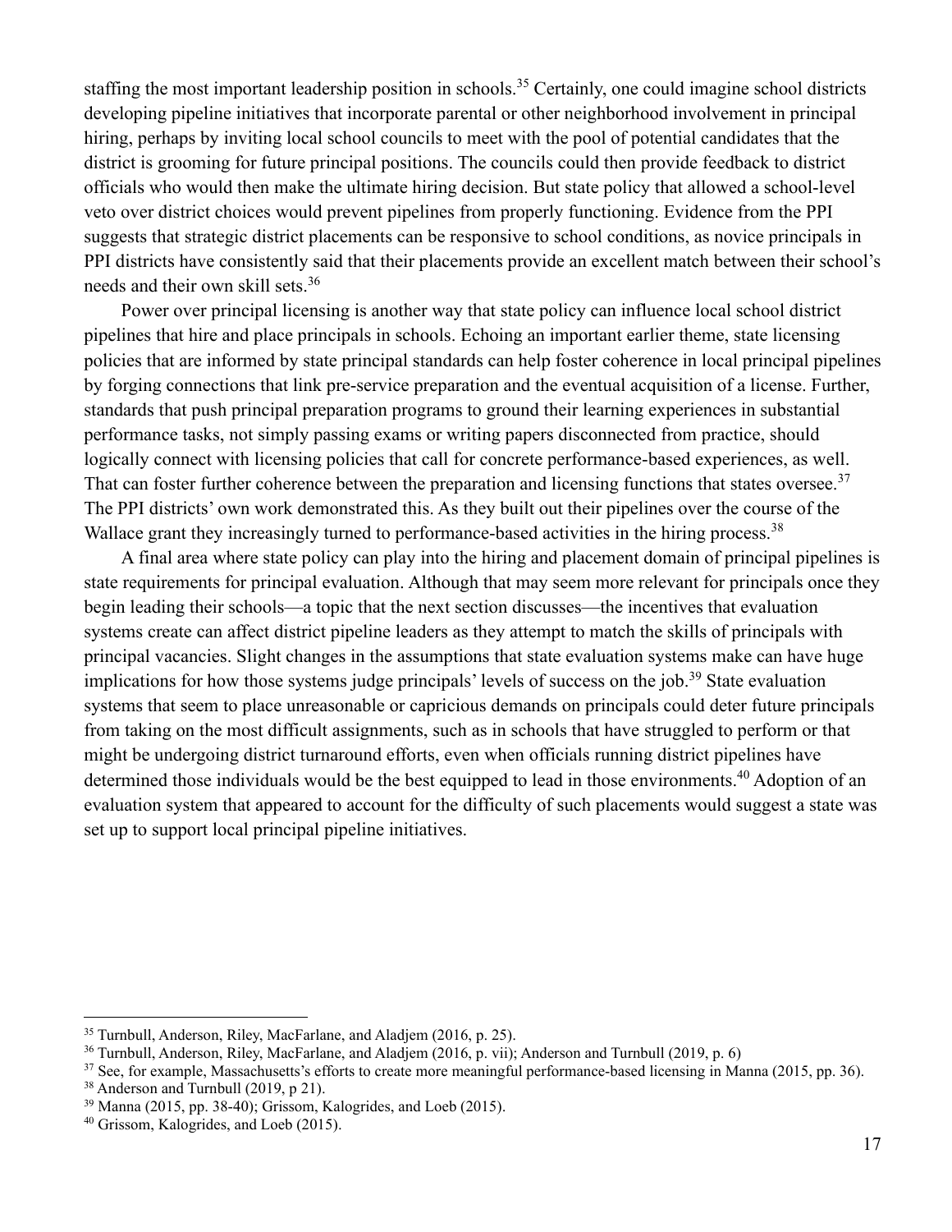staffing the most important leadership position in schools.[35] Certainly, one could imagine school districts developing pipeline initiatives that incorporate parental or other neighborhood involvement in principal hiring, perhaps by inviting local school councils to meet with the pool of potential candidates that the district is grooming for future principal positions. The councils could then provide feedback to district officials who would then make the ultimate hiring decision. But state policy that allowed a school-level veto over district choices would prevent pipelines from properly functioning. Evidence from the PPI suggests that strategic district placements can be responsive to school conditions, as novice principals in PPI districts have consistently said that their placements provide an excellent match between their school's needs and their own skill sets.[36]

Power over principal licensing is another way that state policy can influence local school district pipelines that hire and place principals in schools. Echoing an important earlier theme, state licensing policies that are informed by state principal standards can help foster coherence in local principal pipelines by forging connections that link pre-service preparation and the eventual acquisition of a license. Further, standards that push principal preparation programs to ground their learning experiences in substantial performance tasks, not simply passing exams or writing papers disconnected from practice, should logically connect with licensing policies that call for concrete performance-based experiences, as well. That can foster further coherence between the preparation and licensing functions that states oversee.[37] The PPI districts' own work demonstrated this. As they built out their pipelines over the course of the Wallace grant they increasingly turned to performance-based activities in the hiring process.[38]

A final area where state policy can play into the hiring and placement domain of principal pipelines is state requirements for principal evaluation. Although that may seem more relevant for principals once they begin leading their schools—a topic that the next section discusses—the incentives that evaluation systems create can affect district pipeline leaders as they attempt to match the skills of principals with principal vacancies. Slight changes in the assumptions that state evaluation systems make can have huge implications for how those systems judge principals' levels of success on the job.[39] State evaluation systems that seem to place unreasonable or capricious demands on principals could deter future principals from taking on the most difficult assignments, such as in schools that have struggled to perform or that might be undergoing district turnaround efforts, even when officials running district pipelines have determined those individuals would be the best equipped to lead in those environments.[40] Adoption of an evaluation system that appeared to account for the difficulty of such placements would suggest a state was set up to support local principal pipeline initiatives.

---

[35] Turnbull, Anderson, Riley, MacFarlane, and Aladjem (2016, p. 25).

[36] Turnbull, Anderson, Riley, MacFarlane, and Aladjem (2016, p. vii); Anderson and Turnbull (2019, p. 6)

[37] See, for example, Massachusetts's efforts to create more meaningful performance-based licensing in Manna (2015, pp. 36).

[38] Anderson and Turnbull (2019, p 21).

[39] Manna (2015, pp. 38-40); Grissom, Kalogrides, and Loeb (2015).

[40] Grissom, Kalogrides, and Loeb (2015).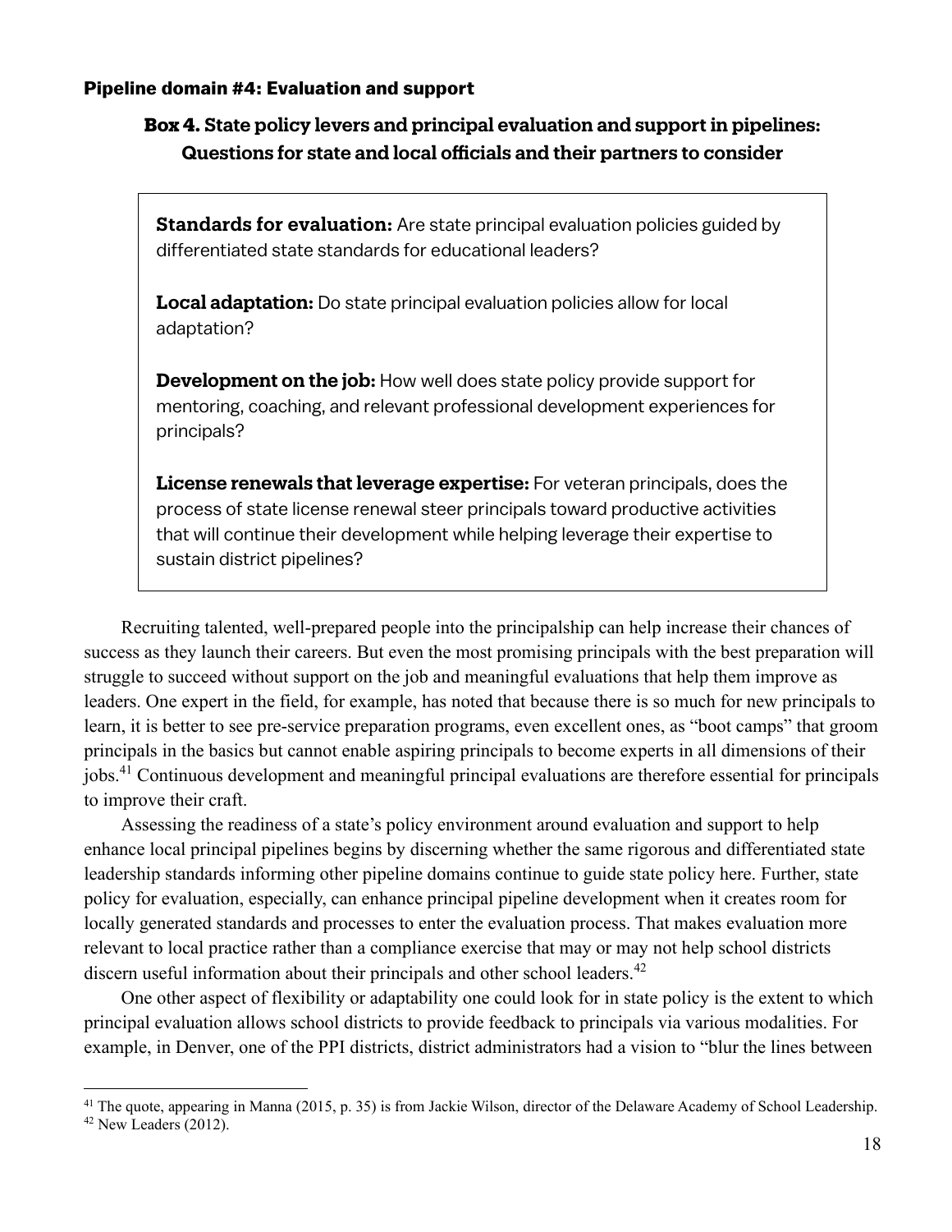### Pipeline domain #4: Evaluation and support

**Box 4. State policy levers and principal evaluation and support in pipelines: Questions for state and local officials and their partners to consider**

> **Standards for evaluation:** Are state principal evaluation policies guided by differentiated state standards for educational leaders?
>
> **Local adaptation:** Do state principal evaluation policies allow for local adaptation?
>
> **Development on the job:** How well does state policy provide support for mentoring, coaching, and relevant professional development experiences for principals?
>
> **License renewals that leverage expertise:** For veteran principals, does the process of state license renewal steer principals toward productive activities that will continue their development while helping leverage their expertise to sustain district pipelines?

Recruiting talented, well-prepared people into the principalship can help increase their chances of success as they launch their careers. But even the most promising principals with the best preparation will struggle to succeed without support on the job and meaningful evaluations that help them improve as leaders. One expert in the field, for example, has noted that because there is so much for new principals to learn, it is better to see pre-service preparation programs, even excellent ones, as "boot camps" that groom principals in the basics but cannot enable aspiring principals to become experts in all dimensions of their jobs.[41] Continuous development and meaningful principal evaluations are therefore essential for principals to improve their craft.

Assessing the readiness of a state's policy environment around evaluation and support to help enhance local principal pipelines begins by discerning whether the same rigorous and differentiated state leadership standards informing other pipeline domains continue to guide state policy here. Further, state policy for evaluation, especially, can enhance principal pipeline development when it creates room for locally generated standards and processes to enter the evaluation process. That makes evaluation more relevant to local practice rather than a compliance exercise that may or may not help school districts discern useful information about their principals and other school leaders.[42]

One other aspect of flexibility or adaptability one could look for in state policy is the extent to which principal evaluation allows school districts to provide feedback to principals via various modalities. For example, in Denver, one of the PPI districts, district administrators had a vision to "blur the lines between

---

[41] The quote, appearing in Manna (2015, p. 35) is from Jackie Wilson, director of the Delaware Academy of School Leadership.

[42] New Leaders (2012).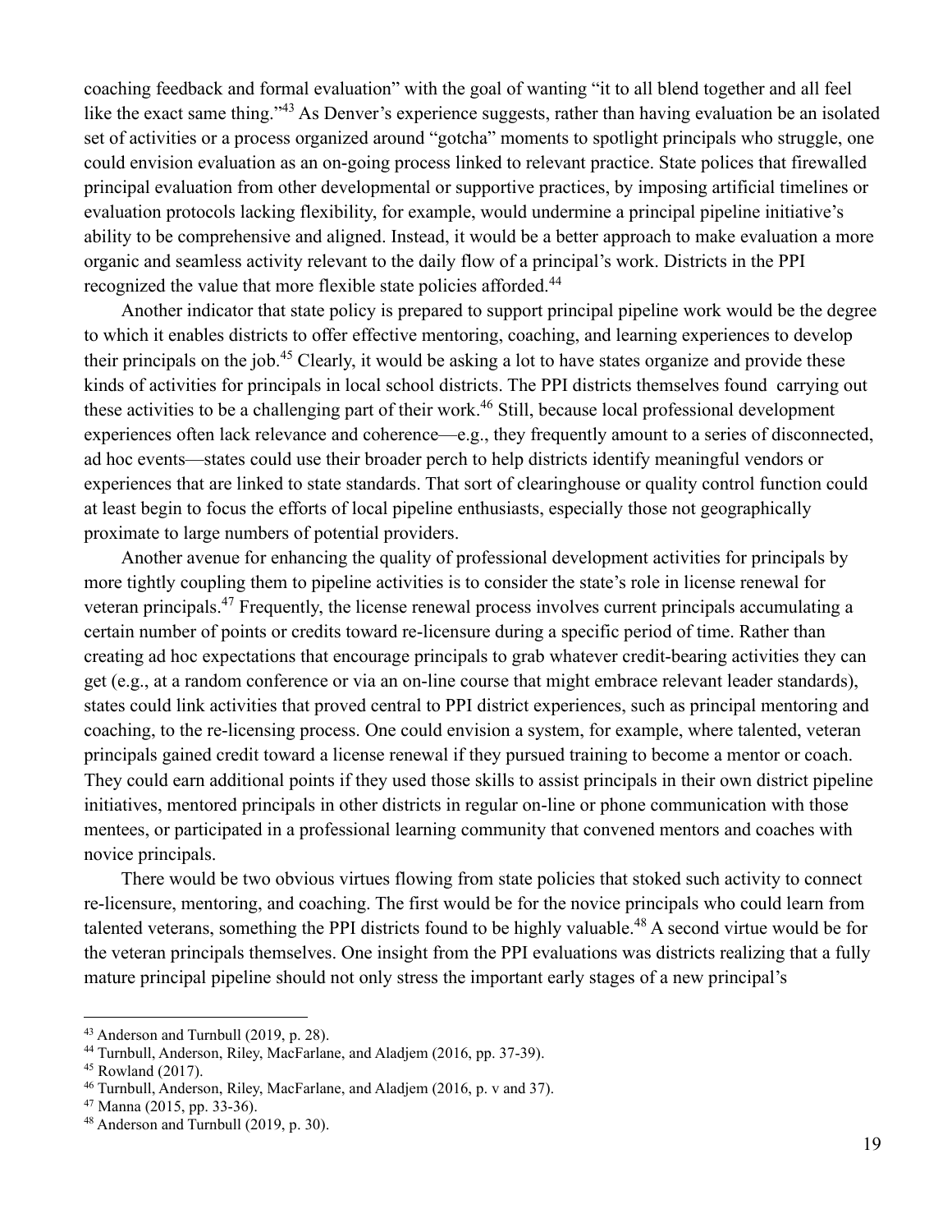coaching feedback and formal evaluation" with the goal of wanting "it to all blend together and all feel like the exact same thing."[43] As Denver's experience suggests, rather than having evaluation be an isolated set of activities or a process organized around "gotcha" moments to spotlight principals who struggle, one could envision evaluation as an on-going process linked to relevant practice. State polices that firewalled principal evaluation from other developmental or supportive practices, by imposing artificial timelines or evaluation protocols lacking flexibility, for example, would undermine a principal pipeline initiative's ability to be comprehensive and aligned. Instead, it would be a better approach to make evaluation a more organic and seamless activity relevant to the daily flow of a principal's work. Districts in the PPI recognized the value that more flexible state policies afforded.[44]

Another indicator that state policy is prepared to support principal pipeline work would be the degree to which it enables districts to offer effective mentoring, coaching, and learning experiences to develop their principals on the job.[45] Clearly, it would be asking a lot to have states organize and provide these kinds of activities for principals in local school districts. The PPI districts themselves found carrying out these activities to be a challenging part of their work.[46] Still, because local professional development experiences often lack relevance and coherence—e.g., they frequently amount to a series of disconnected, ad hoc events—states could use their broader perch to help districts identify meaningful vendors or experiences that are linked to state standards. That sort of clearinghouse or quality control function could at least begin to focus the efforts of local pipeline enthusiasts, especially those not geographically proximate to large numbers of potential providers.

Another avenue for enhancing the quality of professional development activities for principals by more tightly coupling them to pipeline activities is to consider the state's role in license renewal for veteran principals.[47] Frequently, the license renewal process involves current principals accumulating a certain number of points or credits toward re-licensure during a specific period of time. Rather than creating ad hoc expectations that encourage principals to grab whatever credit-bearing activities they can get (e.g., at a random conference or via an on-line course that might embrace relevant leader standards), states could link activities that proved central to PPI district experiences, such as principal mentoring and coaching, to the re-licensing process. One could envision a system, for example, where talented, veteran principals gained credit toward a license renewal if they pursued training to become a mentor or coach. They could earn additional points if they used those skills to assist principals in their own district pipeline initiatives, mentored principals in other districts in regular on-line or phone communication with those mentees, or participated in a professional learning community that convened mentors and coaches with novice principals.

There would be two obvious virtues flowing from state policies that stoked such activity to connect re-licensure, mentoring, and coaching. The first would be for the novice principals who could learn from talented veterans, something the PPI districts found to be highly valuable.[48] A second virtue would be for the veteran principals themselves. One insight from the PPI evaluations was districts realizing that a fully mature principal pipeline should not only stress the important early stages of a new principal's

---

[43] Anderson and Turnbull (2019, p. 28).

[44] Turnbull, Anderson, Riley, MacFarlane, and Aladjem (2016, pp. 37-39).

[45] Rowland (2017).

[46] Turnbull, Anderson, Riley, MacFarlane, and Aladjem (2016, p. v and 37).

[47] Manna (2015, pp. 33-36).

[48] Anderson and Turnbull (2019, p. 30).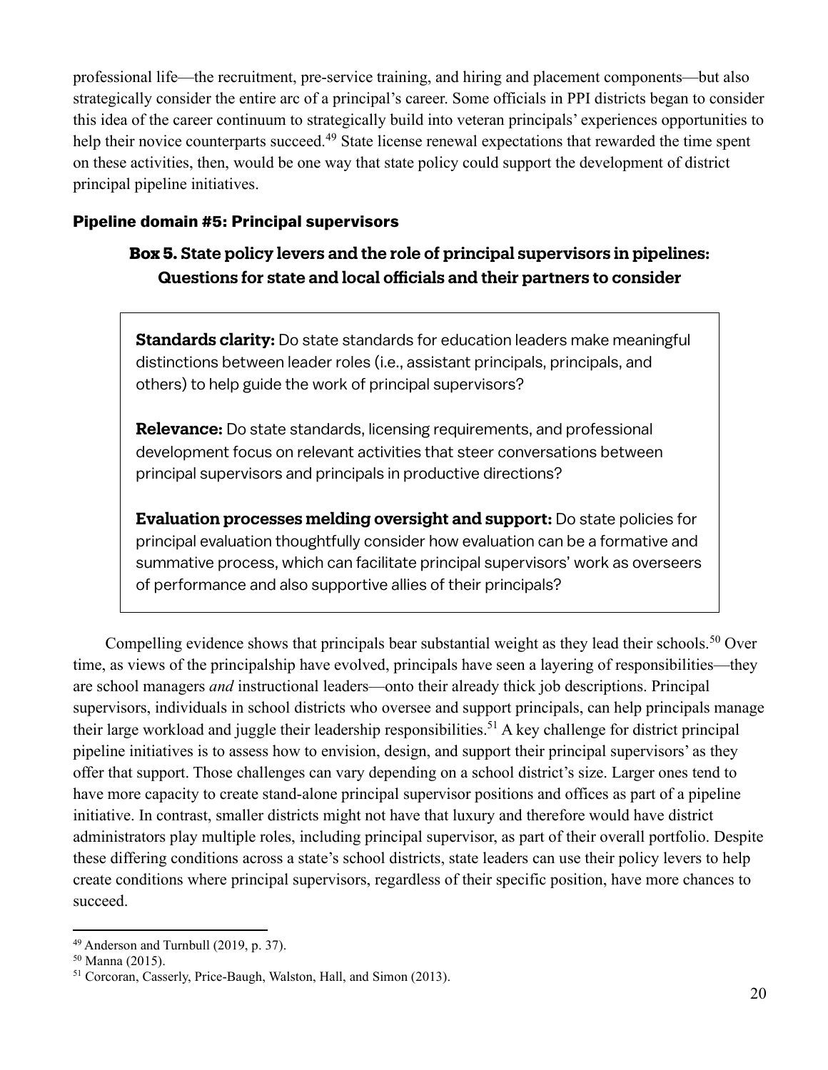professional life—the recruitment, pre-service training, and hiring and placement components—but also strategically consider the entire arc of a principal's career. Some officials in PPI districts began to consider this idea of the career continuum to strategically build into veteran principals' experiences opportunities to help their novice counterparts succeed.[49] State license renewal expectations that rewarded the time spent on these activities, then, would be one way that state policy could support the development of district principal pipeline initiatives.

### Pipeline domain #5: Principal supervisors

**Box 5. State policy levers and the role of principal supervisors in pipelines: Questions for state and local officials and their partners to consider**

> **Standards clarity:** Do state standards for education leaders make meaningful distinctions between leader roles (i.e., assistant principals, principals, and others) to help guide the work of principal supervisors?
>
> **Relevance:** Do state standards, licensing requirements, and professional development focus on relevant activities that steer conversations between principal supervisors and principals in productive directions?
>
> **Evaluation processes melding oversight and support:** Do state policies for principal evaluation thoughtfully consider how evaluation can be a formative and summative process, which can facilitate principal supervisors' work as overseers of performance and also supportive allies of their principals?

Compelling evidence shows that principals bear substantial weight as they lead their schools.[50] Over time, as views of the principalship have evolved, principals have seen a layering of responsibilities—they are school managers *and* instructional leaders—onto their already thick job descriptions. Principal supervisors, individuals in school districts who oversee and support principals, can help principals manage their large workload and juggle their leadership responsibilities.[51] A key challenge for district principal pipeline initiatives is to assess how to envision, design, and support their principal supervisors' as they offer that support. Those challenges can vary depending on a school district's size. Larger ones tend to have more capacity to create stand-alone principal supervisor positions and offices as part of a pipeline initiative. In contrast, smaller districts might not have that luxury and therefore would have district administrators play multiple roles, including principal supervisor, as part of their overall portfolio. Despite these differing conditions across a state's school districts, state leaders can use their policy levers to help create conditions where principal supervisors, regardless of their specific position, have more chances to succeed.

---

[49] Anderson and Turnbull (2019, p. 37).

[50] Manna (2015).

[51] Corcoran, Casserly, Price-Baugh, Walston, Hall, and Simon (2013).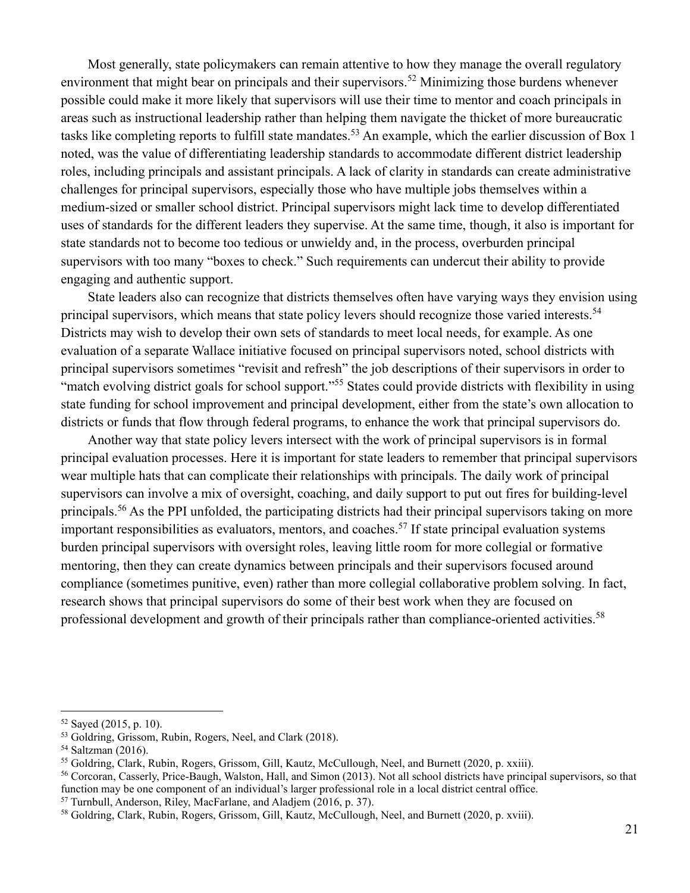Most generally, state policymakers can remain attentive to how they manage the overall regulatory environment that might bear on principals and their supervisors.[52] Minimizing those burdens whenever possible could make it more likely that supervisors will use their time to mentor and coach principals in areas such as instructional leadership rather than helping them navigate the thicket of more bureaucratic tasks like completing reports to fulfill state mandates.[53] An example, which the earlier discussion of Box 1 noted, was the value of differentiating leadership standards to accommodate different district leadership roles, including principals and assistant principals. A lack of clarity in standards can create administrative challenges for principal supervisors, especially those who have multiple jobs themselves within a medium-sized or smaller school district. Principal supervisors might lack time to develop differentiated uses of standards for the different leaders they supervise. At the same time, though, it also is important for state standards not to become too tedious or unwieldy and, in the process, overburden principal supervisors with too many "boxes to check." Such requirements can undercut their ability to provide engaging and authentic support.

State leaders also can recognize that districts themselves often have varying ways they envision using principal supervisors, which means that state policy levers should recognize those varied interests.[54] Districts may wish to develop their own sets of standards to meet local needs, for example. As one evaluation of a separate Wallace initiative focused on principal supervisors noted, school districts with principal supervisors sometimes "revisit and refresh" the job descriptions of their supervisors in order to "match evolving district goals for school support."[55] States could provide districts with flexibility in using state funding for school improvement and principal development, either from the state's own allocation to districts or funds that flow through federal programs, to enhance the work that principal supervisors do.

Another way that state policy levers intersect with the work of principal supervisors is in formal principal evaluation processes. Here it is important for state leaders to remember that principal supervisors wear multiple hats that can complicate their relationships with principals. The daily work of principal supervisors can involve a mix of oversight, coaching, and daily support to put out fires for building-level principals.[56] As the PPI unfolded, the participating districts had their principal supervisors taking on more important responsibilities as evaluators, mentors, and coaches.[57] If state principal evaluation systems burden principal supervisors with oversight roles, leaving little room for more collegial or formative mentoring, then they can create dynamics between principals and their supervisors focused around compliance (sometimes punitive, even) rather than more collegial collaborative problem solving. In fact, research shows that principal supervisors do some of their best work when they are focused on professional development and growth of their principals rather than compliance-oriented activities.[58]

---

[52] Sayed (2015, p. 10).

[53] Goldring, Grissom, Rubin, Rogers, Neel, and Clark (2018).

[54] Saltzman (2016).

[55] Goldring, Clark, Rubin, Rogers, Grissom, Gill, Kautz, McCullough, Neel, and Burnett (2020, p. xxiii).

[56] Corcoran, Casserly, Price-Baugh, Walston, Hall, and Simon (2013). Not all school districts have principal supervisors, so that function may be one component of an individual's larger professional role in a local district central office.

[57] Turnbull, Anderson, Riley, MacFarlane, and Aladjem (2016, p. 37).

[58] Goldring, Clark, Rubin, Rogers, Grissom, Gill, Kautz, McCullough, Neel, and Burnett (2020, p. xviii).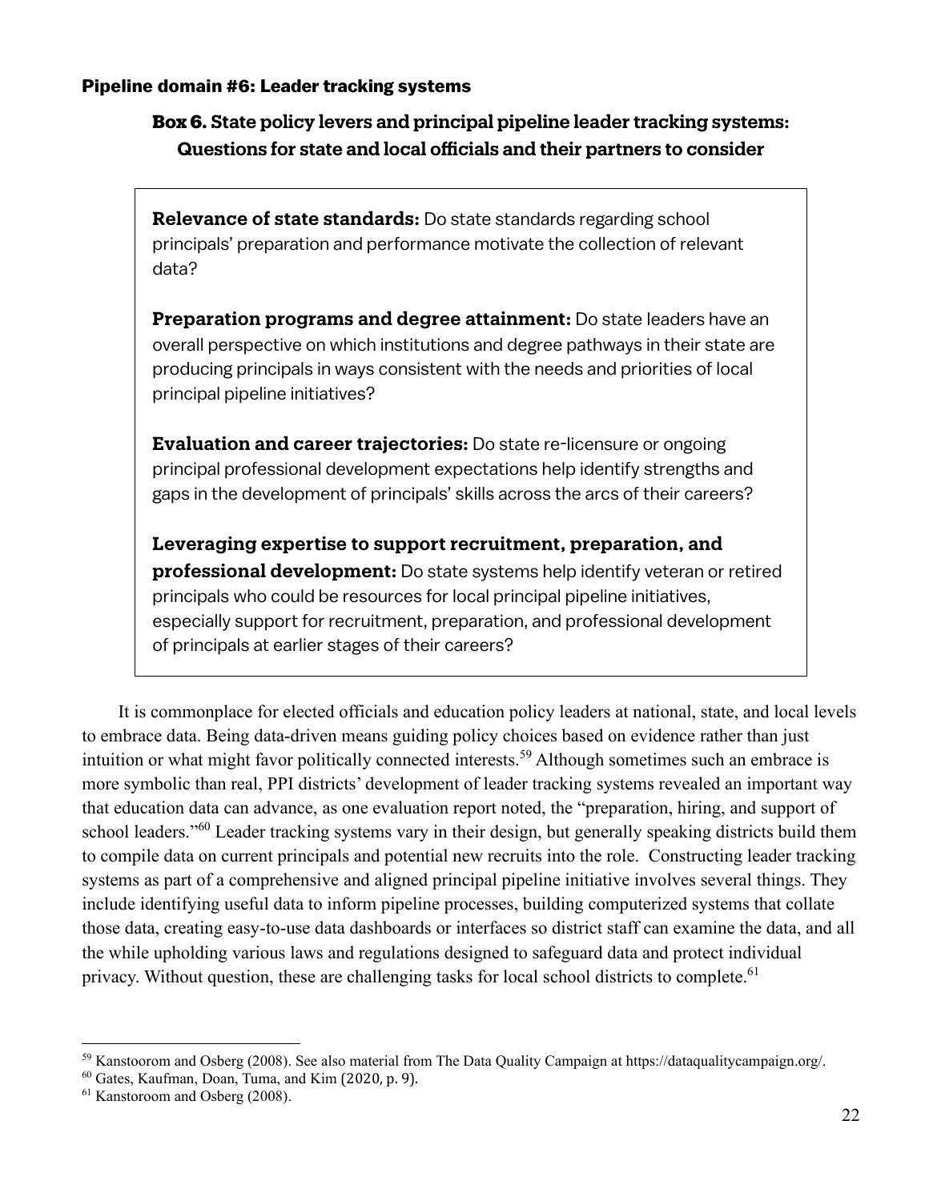### Pipeline domain #6: Leader tracking systems

**Box 6. State policy levers and principal pipeline leader tracking systems: Questions for state and local officials and their partners to consider**

> **Relevance of state standards:** Do state standards regarding school principals' preparation and performance motivate the collection of relevant data?
>
> **Preparation programs and degree attainment:** Do state leaders have an overall perspective on which institutions and degree pathways in their state are producing principals in ways consistent with the needs and priorities of local principal pipeline initiatives?
>
> **Evaluation and career trajectories:** Do state re-licensure or ongoing principal professional development expectations help identify strengths and gaps in the development of principals' skills across the arcs of their careers?
>
> **Leveraging expertise to support recruitment, preparation, and professional development:** Do state systems help identify veteran or retired principals who could be resources for local principal pipeline initiatives, especially support for recruitment, preparation, and professional development of principals at earlier stages of their careers?

It is commonplace for elected officials and education policy leaders at national, state, and local levels to embrace data. Being data-driven means guiding policy choices based on evidence rather than just intuition or what might favor politically connected interests.[59] Although sometimes such an embrace is more symbolic than real, PPI districts' development of leader tracking systems revealed an important way that education data can advance, as one evaluation report noted, the "preparation, hiring, and support of school leaders."[60] Leader tracking systems vary in their design, but generally speaking districts build them to compile data on current principals and potential new recruits into the role. Constructing leader tracking systems as part of a comprehensive and aligned principal pipeline initiative involves several things. They include identifying useful data to inform pipeline processes, building computerized systems that collate those data, creating easy-to-use data dashboards or interfaces so district staff can examine the data, and all the while upholding various laws and regulations designed to safeguard data and protect individual privacy. Without question, these are challenging tasks for local school districts to complete.[61]

---

[59] Kanstoorom and Osberg (2008). See also material from The Data Quality Campaign at https://dataqualitycampaign.org/.

[60] Gates, Kaufman, Doan, Tuma, and Kim (2020, p. 9).

[61] Kanstoroom and Osberg (2008).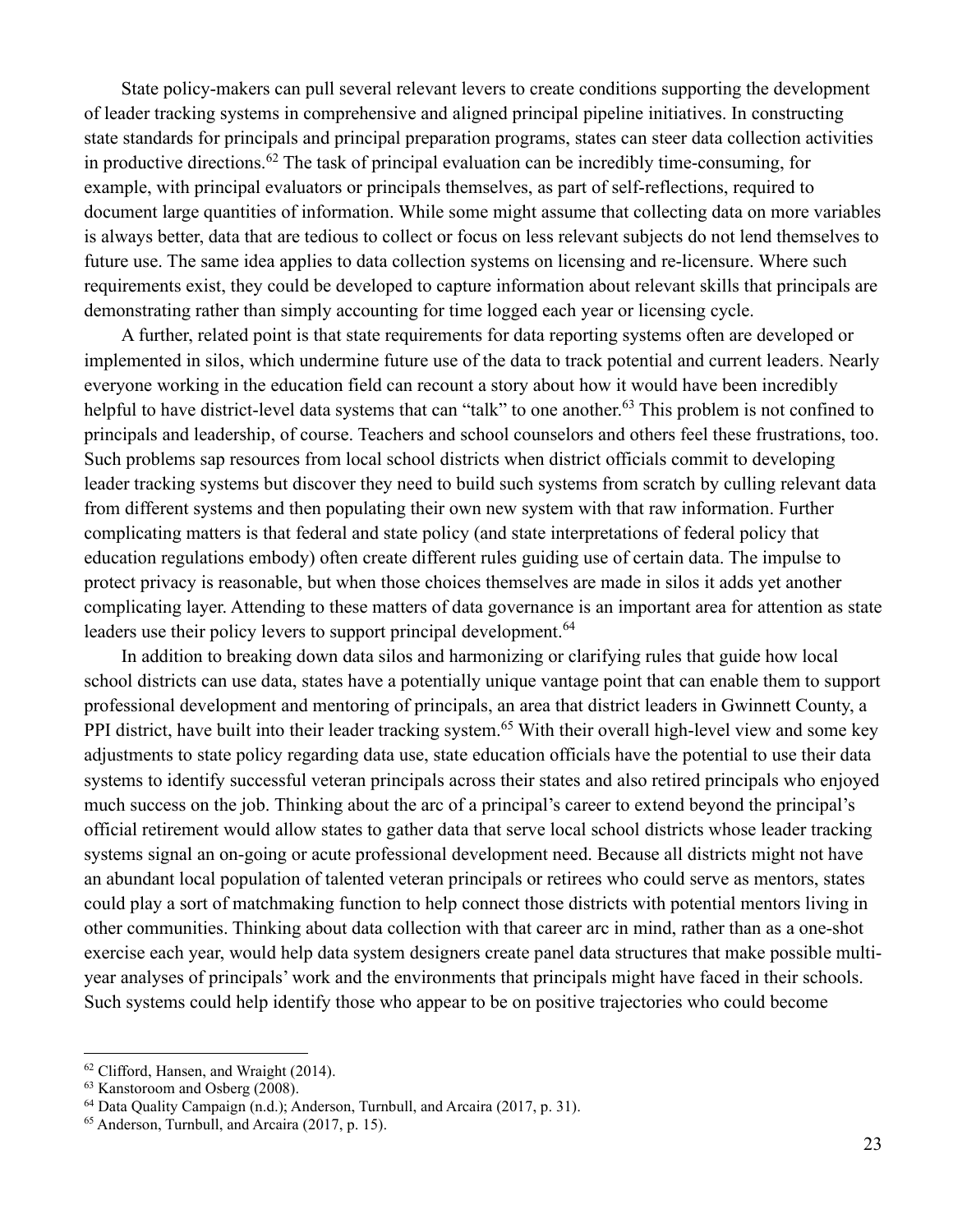State policy-makers can pull several relevant levers to create conditions supporting the development of leader tracking systems in comprehensive and aligned principal pipeline initiatives. In constructing state standards for principals and principal preparation programs, states can steer data collection activities in productive directions.[62] The task of principal evaluation can be incredibly time-consuming, for example, with principal evaluators or principals themselves, as part of self-reflections, required to document large quantities of information. While some might assume that collecting data on more variables is always better, data that are tedious to collect or focus on less relevant subjects do not lend themselves to future use. The same idea applies to data collection systems on licensing and re-licensure. Where such requirements exist, they could be developed to capture information about relevant skills that principals are demonstrating rather than simply accounting for time logged each year or licensing cycle.

A further, related point is that state requirements for data reporting systems often are developed or implemented in silos, which undermine future use of the data to track potential and current leaders. Nearly everyone working in the education field can recount a story about how it would have been incredibly helpful to have district-level data systems that can "talk" to one another.[63] This problem is not confined to principals and leadership, of course. Teachers and school counselors and others feel these frustrations, too. Such problems sap resources from local school districts when district officials commit to developing leader tracking systems but discover they need to build such systems from scratch by culling relevant data from different systems and then populating their own new system with that raw information. Further complicating matters is that federal and state policy (and state interpretations of federal policy that education regulations embody) often create different rules guiding use of certain data. The impulse to protect privacy is reasonable, but when those choices themselves are made in silos it adds yet another complicating layer. Attending to these matters of data governance is an important area for attention as state leaders use their policy levers to support principal development.[64]

In addition to breaking down data silos and harmonizing or clarifying rules that guide how local school districts can use data, states have a potentially unique vantage point that can enable them to support professional development and mentoring of principals, an area that district leaders in Gwinnett County, a PPI district, have built into their leader tracking system.[65] With their overall high-level view and some key adjustments to state policy regarding data use, state education officials have the potential to use their data systems to identify successful veteran principals across their states and also retired principals who enjoyed much success on the job. Thinking about the arc of a principal's career to extend beyond the principal's official retirement would allow states to gather data that serve local school districts whose leader tracking systems signal an on-going or acute professional development need. Because all districts might not have an abundant local population of talented veteran principals or retirees who could serve as mentors, states could play a sort of matchmaking function to help connect those districts with potential mentors living in other communities. Thinking about data collection with that career arc in mind, rather than as a one-shot exercise each year, would help data system designers create panel data structures that make possible multi-year analyses of principals' work and the environments that principals might have faced in their schools. Such systems could help identify those who appear to be on positive trajectories who could become

---

[62] Clifford, Hansen, and Wraight (2014).

[63] Kanstoroom and Osberg (2008).

[64] Data Quality Campaign (n.d.); Anderson, Turnbull, and Arcaira (2017, p. 31).

[65] Anderson, Turnbull, and Arcaira (2017, p. 15).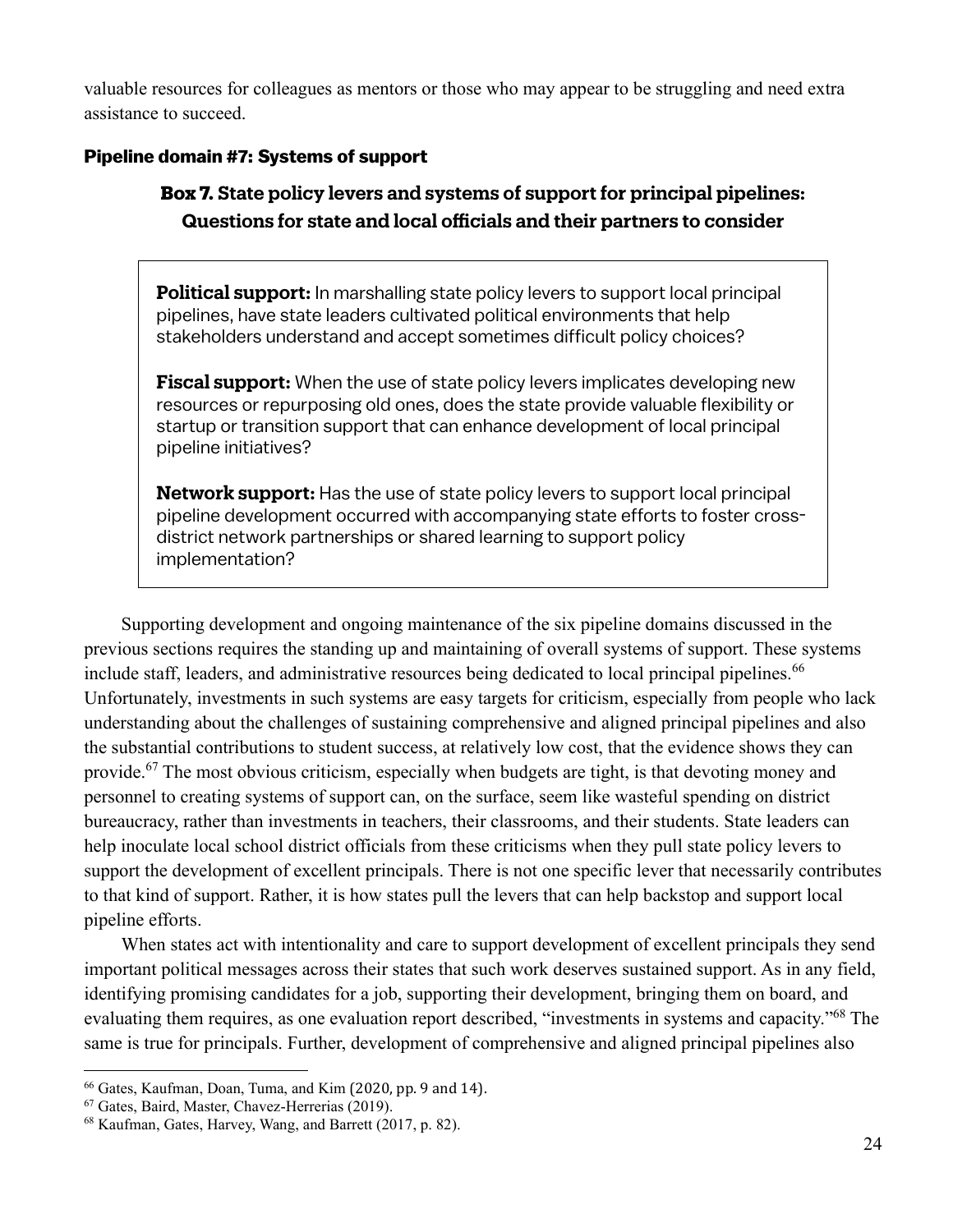valuable resources for colleagues as mentors or those who may appear to be struggling and need extra assistance to succeed.

### Pipeline domain #7: Systems of support

**Box 7. State policy levers and systems of support for principal pipelines: Questions for state and local officials and their partners to consider**

> **Political support:** In marshalling state policy levers to support local principal pipelines, have state leaders cultivated political environments that help stakeholders understand and accept sometimes difficult policy choices?
>
> **Fiscal support:** When the use of state policy levers implicates developing new resources or repurposing old ones, does the state provide valuable flexibility or startup or transition support that can enhance development of local principal pipeline initiatives?
>
> **Network support:** Has the use of state policy levers to support local principal pipeline development occurred with accompanying state efforts to foster cross-district network partnerships or shared learning to support policy implementation?

Supporting development and ongoing maintenance of the six pipeline domains discussed in the previous sections requires the standing up and maintaining of overall systems of support. These systems include staff, leaders, and administrative resources being dedicated to local principal pipelines.[66] Unfortunately, investments in such systems are easy targets for criticism, especially from people who lack understanding about the challenges of sustaining comprehensive and aligned principal pipelines and also the substantial contributions to student success, at relatively low cost, that the evidence shows they can provide.[67] The most obvious criticism, especially when budgets are tight, is that devoting money and personnel to creating systems of support can, on the surface, seem like wasteful spending on district bureaucracy, rather than investments in teachers, their classrooms, and their students. State leaders can help inoculate local school district officials from these criticisms when they pull state policy levers to support the development of excellent principals. There is not one specific lever that necessarily contributes to that kind of support. Rather, it is how states pull the levers that can help backstop and support local pipeline efforts.

When states act with intentionality and care to support development of excellent principals they send important political messages across their states that such work deserves sustained support. As in any field, identifying promising candidates for a job, supporting their development, bringing them on board, and evaluating them requires, as one evaluation report described, "investments in systems and capacity."[68] The same is true for principals. Further, development of comprehensive and aligned principal pipelines also

---

[66] Gates, Kaufman, Doan, Tuma, and Kim (2020, pp. 9 and 14).

[67] Gates, Baird, Master, Chavez-Herrerias (2019).

[68] Kaufman, Gates, Harvey, Wang, and Barrett (2017, p. 82).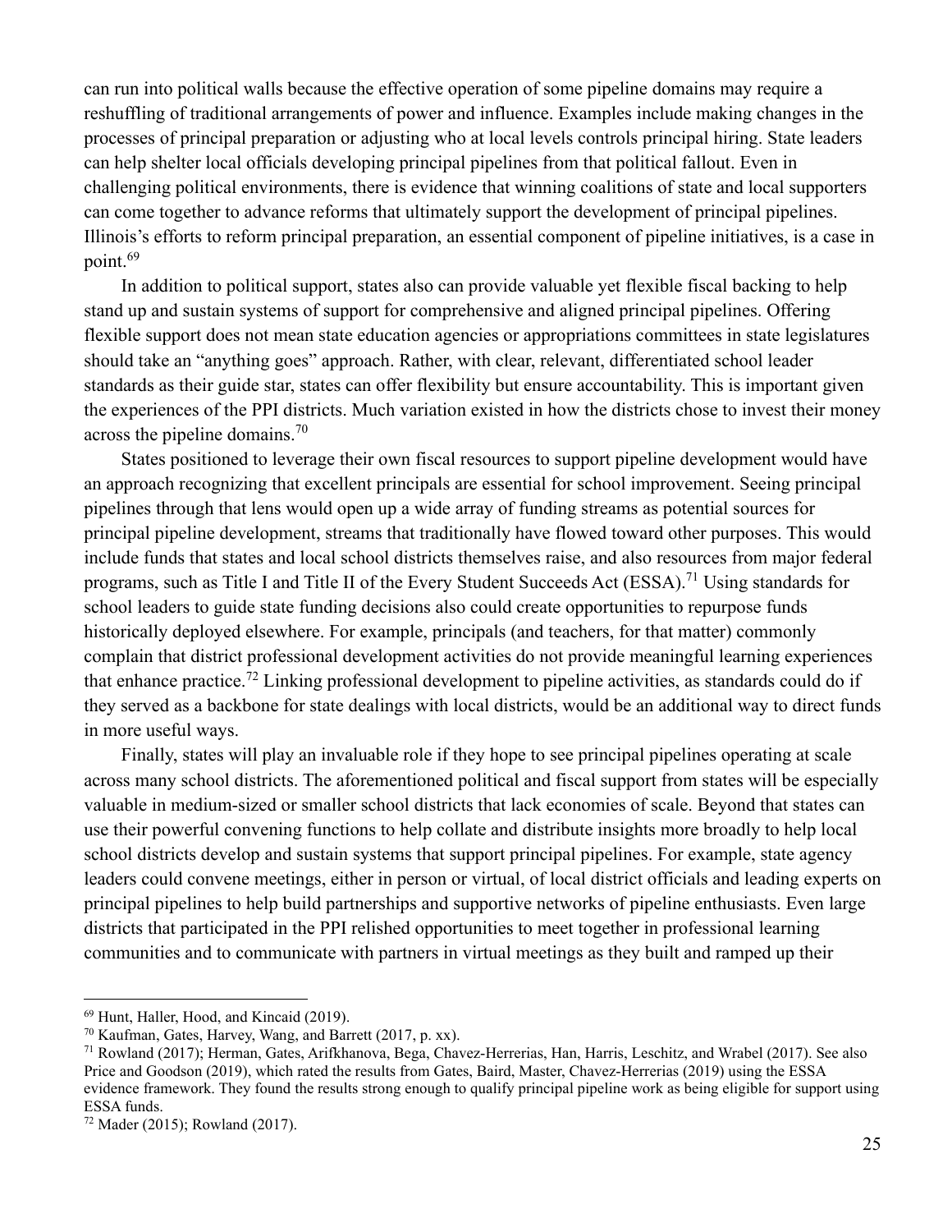can run into political walls because the effective operation of some pipeline domains may require a reshuffling of traditional arrangements of power and influence. Examples include making changes in the processes of principal preparation or adjusting who at local levels controls principal hiring. State leaders can help shelter local officials developing principal pipelines from that political fallout. Even in challenging political environments, there is evidence that winning coalitions of state and local supporters can come together to advance reforms that ultimately support the development of principal pipelines. Illinois's efforts to reform principal preparation, an essential component of pipeline initiatives, is a case in point.[69]

In addition to political support, states also can provide valuable yet flexible fiscal backing to help stand up and sustain systems of support for comprehensive and aligned principal pipelines. Offering flexible support does not mean state education agencies or appropriations committees in state legislatures should take an "anything goes" approach. Rather, with clear, relevant, differentiated school leader standards as their guide star, states can offer flexibility but ensure accountability. This is important given the experiences of the PPI districts. Much variation existed in how the districts chose to invest their money across the pipeline domains.[70]

States positioned to leverage their own fiscal resources to support pipeline development would have an approach recognizing that excellent principals are essential for school improvement. Seeing principal pipelines through that lens would open up a wide array of funding streams as potential sources for principal pipeline development, streams that traditionally have flowed toward other purposes. This would include funds that states and local school districts themselves raise, and also resources from major federal programs, such as Title I and Title II of the Every Student Succeeds Act (ESSA).[71] Using standards for school leaders to guide state funding decisions also could create opportunities to repurpose funds historically deployed elsewhere. For example, principals (and teachers, for that matter) commonly complain that district professional development activities do not provide meaningful learning experiences that enhance practice.[72] Linking professional development to pipeline activities, as standards could do if they served as a backbone for state dealings with local districts, would be an additional way to direct funds in more useful ways.

Finally, states will play an invaluable role if they hope to see principal pipelines operating at scale across many school districts. The aforementioned political and fiscal support from states will be especially valuable in medium-sized or smaller school districts that lack economies of scale. Beyond that states can use their powerful convening functions to help collate and distribute insights more broadly to help local school districts develop and sustain systems that support principal pipelines. For example, state agency leaders could convene meetings, either in person or virtual, of local district officials and leading experts on principal pipelines to help build partnerships and supportive networks of pipeline enthusiasts. Even large districts that participated in the PPI relished opportunities to meet together in professional learning communities and to communicate with partners in virtual meetings as they built and ramped up their

---

[69] Hunt, Haller, Hood, and Kincaid (2019).

[70] Kaufman, Gates, Harvey, Wang, and Barrett (2017, p. xx).

[71] Rowland (2017); Herman, Gates, Arifkhanova, Bega, Chavez-Herrerias, Han, Harris, Leschitz, and Wrabel (2017). See also Price and Goodson (2019), which rated the results from Gates, Baird, Master, Chavez-Herrerias (2019) using the ESSA evidence framework. They found the results strong enough to qualify principal pipeline work as being eligible for support using ESSA funds.

[72] Mader (2015); Rowland (2017).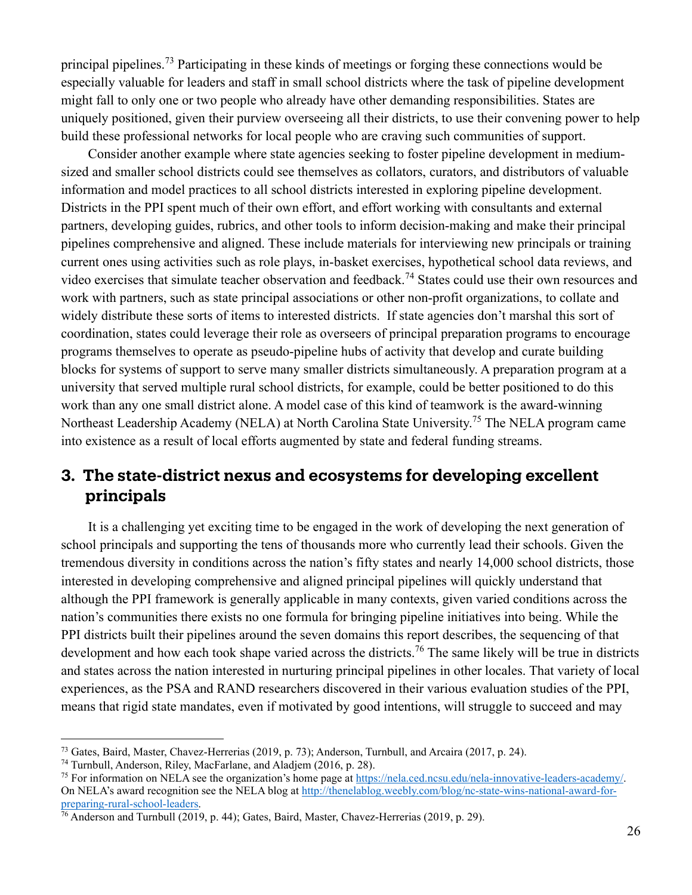principal pipelines.[73] Participating in these kinds of meetings or forging these connections would be especially valuable for leaders and staff in small school districts where the task of pipeline development might fall to only one or two people who already have other demanding responsibilities. States are uniquely positioned, given their purview overseeing all their districts, to use their convening power to help build these professional networks for local people who are craving such communities of support.

Consider another example where state agencies seeking to foster pipeline development in medium-sized and smaller school districts could see themselves as collators, curators, and distributors of valuable information and model practices to all school districts interested in exploring pipeline development. Districts in the PPI spent much of their own effort, and effort working with consultants and external partners, developing guides, rubrics, and other tools to inform decision-making and make their principal pipelines comprehensive and aligned. These include materials for interviewing new principals or training current ones using activities such as role plays, in-basket exercises, hypothetical school data reviews, and video exercises that simulate teacher observation and feedback.[74] States could use their own resources and work with partners, such as state principal associations or other non-profit organizations, to collate and widely distribute these sorts of items to interested districts. If state agencies don't marshal this sort of coordination, states could leverage their role as overseers of principal preparation programs to encourage programs themselves to operate as pseudo-pipeline hubs of activity that develop and curate building blocks for systems of support to serve many smaller districts simultaneously. A preparation program at a university that served multiple rural school districts, for example, could be better positioned to do this work than any one small district alone. A model case of this kind of teamwork is the award-winning Northeast Leadership Academy (NELA) at North Carolina State University.[75] The NELA program came into existence as a result of local efforts augmented by state and federal funding streams.

## 3. The state-district nexus and ecosystems for developing excellent principals

It is a challenging yet exciting time to be engaged in the work of developing the next generation of school principals and supporting the tens of thousands more who currently lead their schools. Given the tremendous diversity in conditions across the nation's fifty states and nearly 14,000 school districts, those interested in developing comprehensive and aligned principal pipelines will quickly understand that although the PPI framework is generally applicable in many contexts, given varied conditions across the nation's communities there exists no one formula for bringing pipeline initiatives into being. While the PPI districts built their pipelines around the seven domains this report describes, the sequencing of that development and how each took shape varied across the districts.[76] The same likely will be true in districts and states across the nation interested in nurturing principal pipelines in other locales. That variety of local experiences, as the PSA and RAND researchers discovered in their various evaluation studies of the PPI, means that rigid state mandates, even if motivated by good intentions, will struggle to succeed and may

---

[73] Gates, Baird, Master, Chavez-Herrerias (2019, p. 73); Anderson, Turnbull, and Arcaira (2017, p. 24).

[74] Turnbull, Anderson, Riley, MacFarlane, and Aladjem (2016, p. 28).

[75] For information on NELA see the organization's home page at https://nela.ced.ncsu.edu/nela-innovative-leaders-academy/. On NELA's award recognition see the NELA blog at http://thenelablog.weebly.com/blog/nc-state-wins-national-award-for-preparing-rural-school-leaders.

[76] Anderson and Turnbull (2019, p. 44); Gates, Baird, Master, Chavez-Herrerias (2019, p. 29).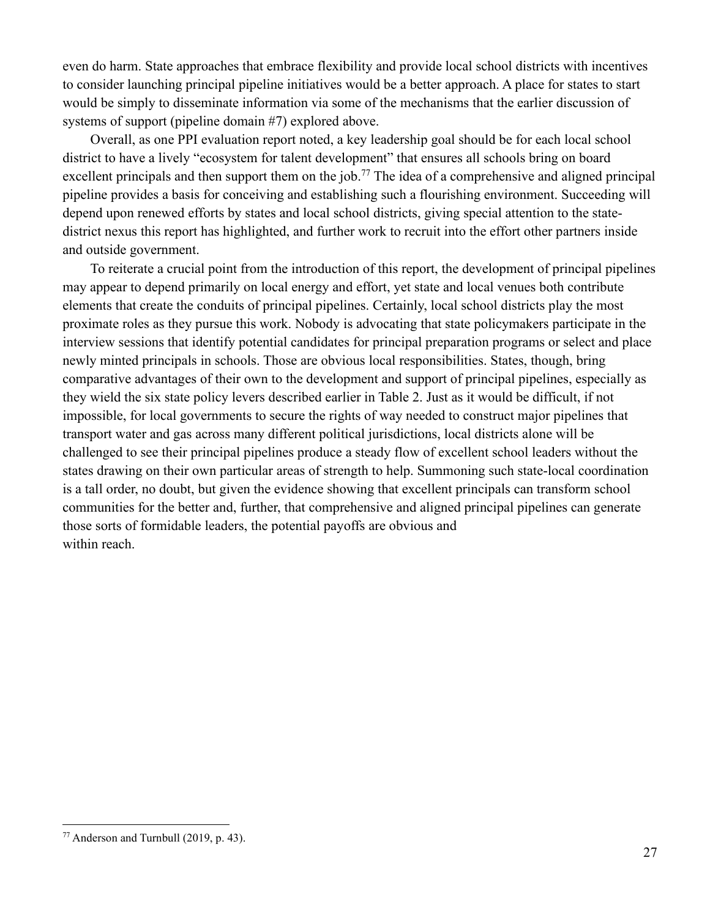even do harm. State approaches that embrace flexibility and provide local school districts with incentives to consider launching principal pipeline initiatives would be a better approach. A place for states to start would be simply to disseminate information via some of the mechanisms that the earlier discussion of systems of support (pipeline domain #7) explored above.

Overall, as one PPI evaluation report noted, a key leadership goal should be for each local school district to have a lively "ecosystem for talent development" that ensures all schools bring on board excellent principals and then support them on the job.[77] The idea of a comprehensive and aligned principal pipeline provides a basis for conceiving and establishing such a flourishing environment. Succeeding will depend upon renewed efforts by states and local school districts, giving special attention to the state-district nexus this report has highlighted, and further work to recruit into the effort other partners inside and outside government.

To reiterate a crucial point from the introduction of this report, the development of principal pipelines may appear to depend primarily on local energy and effort, yet state and local venues both contribute elements that create the conduits of principal pipelines. Certainly, local school districts play the most proximate roles as they pursue this work. Nobody is advocating that state policymakers participate in the interview sessions that identify potential candidates for principal preparation programs or select and place newly minted principals in schools. Those are obvious local responsibilities. States, though, bring comparative advantages of their own to the development and support of principal pipelines, especially as they wield the six state policy levers described earlier in Table 2. Just as it would be difficult, if not impossible, for local governments to secure the rights of way needed to construct major pipelines that transport water and gas across many different political jurisdictions, local districts alone will be challenged to see their principal pipelines produce a steady flow of excellent school leaders without the states drawing on their own particular areas of strength to help. Summoning such state-local coordination is a tall order, no doubt, but given the evidence showing that excellent principals can transform school communities for the better and, further, that comprehensive and aligned principal pipelines can generate those sorts of formidable leaders, the potential payoffs are obvious and within reach.

---

[77] Anderson and Turnbull (2019, p. 43).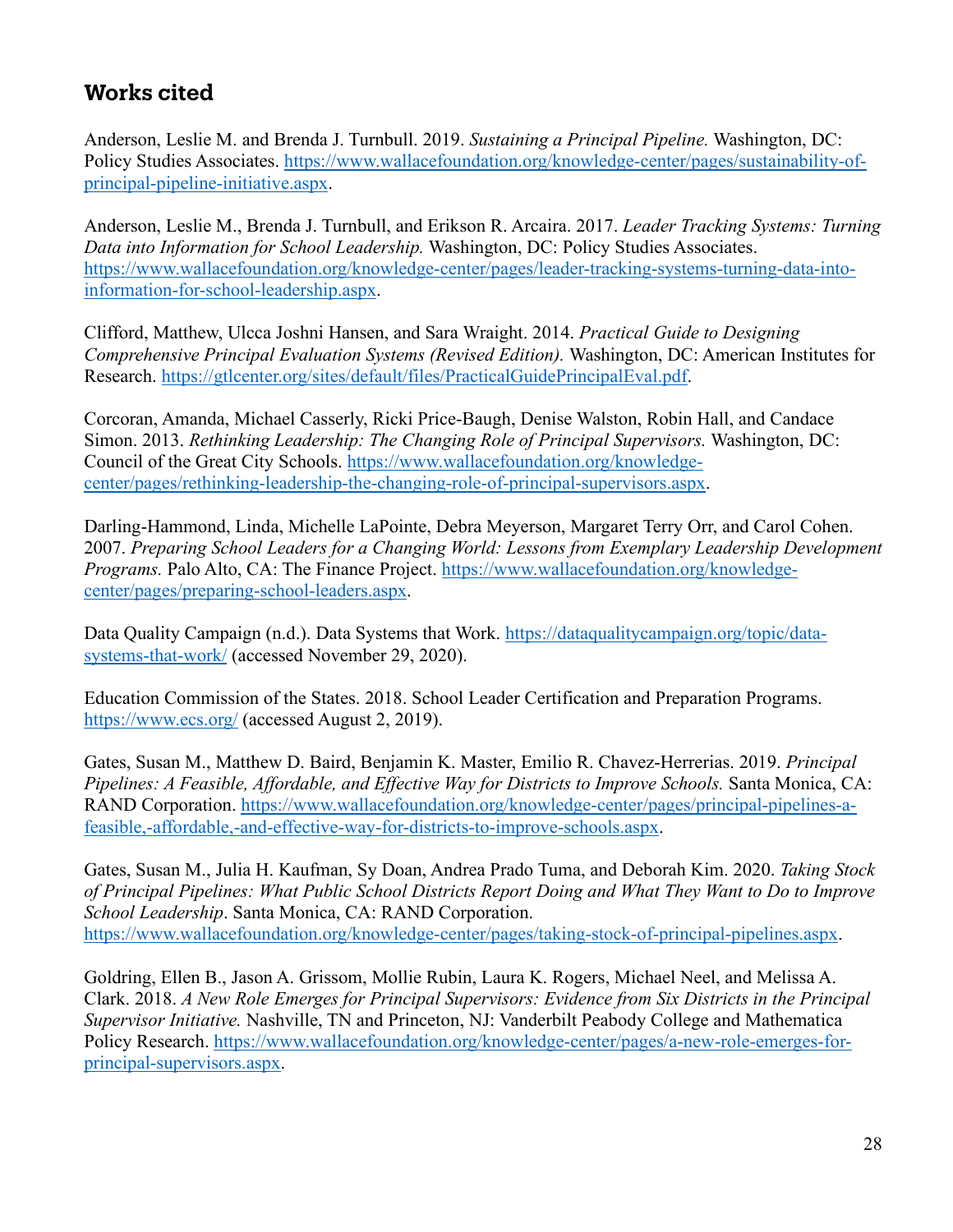## Works cited

Anderson, Leslie M. and Brenda J. Turnbull. 2019. *Sustaining a Principal Pipeline.* Washington, DC: Policy Studies Associates. https://www.wallacefoundation.org/knowledge-center/pages/sustainability-of-principal-pipeline-initiative.aspx.

Anderson, Leslie M., Brenda J. Turnbull, and Erikson R. Arcaira. 2017. *Leader Tracking Systems: Turning Data into Information for School Leadership.* Washington, DC: Policy Studies Associates. https://www.wallacefoundation.org/knowledge-center/pages/leader-tracking-systems-turning-data-into-information-for-school-leadership.aspx.

Clifford, Matthew, Ulcca Joshni Hansen, and Sara Wraight. 2014. *Practical Guide to Designing Comprehensive Principal Evaluation Systems (Revised Edition).* Washington, DC: American Institutes for Research. https://gtlcenter.org/sites/default/files/PracticalGuidePrincipalEval.pdf.

Corcoran, Amanda, Michael Casserly, Ricki Price-Baugh, Denise Walston, Robin Hall, and Candace Simon. 2013. *Rethinking Leadership: The Changing Role of Principal Supervisors.* Washington, DC: Council of the Great City Schools. https://www.wallacefoundation.org/knowledge-center/pages/rethinking-leadership-the-changing-role-of-principal-supervisors.aspx.

Darling-Hammond, Linda, Michelle LaPointe, Debra Meyerson, Margaret Terry Orr, and Carol Cohen. 2007. *Preparing School Leaders for a Changing World: Lessons from Exemplary Leadership Development Programs.* Palo Alto, CA: The Finance Project. https://www.wallacefoundation.org/knowledge-center/pages/preparing-school-leaders.aspx.

Data Quality Campaign (n.d.). Data Systems that Work. https://dataqualitycampaign.org/topic/data-systems-that-work/ (accessed November 29, 2020).

Education Commission of the States. 2018. School Leader Certification and Preparation Programs. https://www.ecs.org/ (accessed August 2, 2019).

Gates, Susan M., Matthew D. Baird, Benjamin K. Master, Emilio R. Chavez-Herrerias. 2019. *Principal Pipelines: A Feasible, Affordable, and Effective Way for Districts to Improve Schools.* Santa Monica, CA: RAND Corporation. https://www.wallacefoundation.org/knowledge-center/pages/principal-pipelines-a-feasible,-affordable,-and-effective-way-for-districts-to-improve-schools.aspx.

Gates, Susan M., Julia H. Kaufman, Sy Doan, Andrea Prado Tuma, and Deborah Kim. 2020. *Taking Stock of Principal Pipelines: What Public School Districts Report Doing and What They Want to Do to Improve School Leadership*. Santa Monica, CA: RAND Corporation. https://www.wallacefoundation.org/knowledge-center/pages/taking-stock-of-principal-pipelines.aspx.

Goldring, Ellen B., Jason A. Grissom, Mollie Rubin, Laura K. Rogers, Michael Neel, and Melissa A. Clark. 2018. *A New Role Emerges for Principal Supervisors: Evidence from Six Districts in the Principal Supervisor Initiative.* Nashville, TN and Princeton, NJ: Vanderbilt Peabody College and Mathematica Policy Research. https://www.wallacefoundation.org/knowledge-center/pages/a-new-role-emerges-for-principal-supervisors.aspx.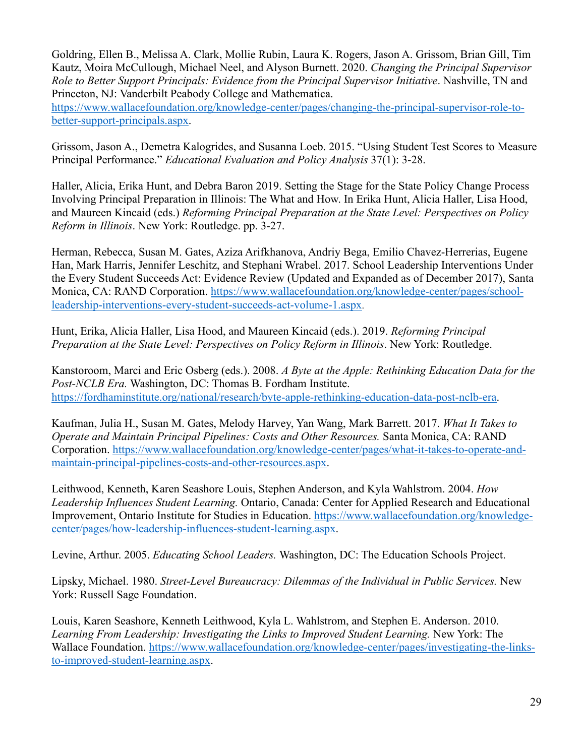Goldring, Ellen B., Melissa A. Clark, Mollie Rubin, Laura K. Rogers, Jason A. Grissom, Brian Gill, Tim Kautz, Moira McCullough, Michael Neel, and Alyson Burnett. 2020. *Changing the Principal Supervisor Role to Better Support Principals: Evidence from the Principal Supervisor Initiative*. Nashville, TN and Princeton, NJ: Vanderbilt Peabody College and Mathematica. https://www.wallacefoundation.org/knowledge-center/pages/changing-the-principal-supervisor-role-to-better-support-principals.aspx.

Grissom, Jason A., Demetra Kalogrides, and Susanna Loeb. 2015. "Using Student Test Scores to Measure Principal Performance." *Educational Evaluation and Policy Analysis* 37(1): 3-28.

Haller, Alicia, Erika Hunt, and Debra Baron 2019. Setting the Stage for the State Policy Change Process Involving Principal Preparation in Illinois: The What and How. In Erika Hunt, Alicia Haller, Lisa Hood, and Maureen Kincaid (eds.) *Reforming Principal Preparation at the State Level: Perspectives on Policy Reform in Illinois*. New York: Routledge. pp. 3-27.

Herman, Rebecca, Susan M. Gates, Aziza Arifkhanova, Andriy Bega, Emilio Chavez-Herrerias, Eugene Han, Mark Harris, Jennifer Leschitz, and Stephani Wrabel. 2017. School Leadership Interventions Under the Every Student Succeeds Act: Evidence Review (Updated and Expanded as of December 2017), Santa Monica, CA: RAND Corporation. https://www.wallacefoundation.org/knowledge-center/pages/school-leadership-interventions-every-student-succeeds-act-volume-1.aspx.

Hunt, Erika, Alicia Haller, Lisa Hood, and Maureen Kincaid (eds.). 2019. *Reforming Principal Preparation at the State Level: Perspectives on Policy Reform in Illinois*. New York: Routledge.

Kanstoroom, Marci and Eric Osberg (eds.). 2008. *A Byte at the Apple: Rethinking Education Data for the Post-NCLB Era.* Washington, DC: Thomas B. Fordham Institute. https://fordhaminstitute.org/national/research/byte-apple-rethinking-education-data-post-nclb-era.

Kaufman, Julia H., Susan M. Gates, Melody Harvey, Yan Wang, Mark Barrett. 2017. *What It Takes to Operate and Maintain Principal Pipelines: Costs and Other Resources.* Santa Monica, CA: RAND Corporation. https://www.wallacefoundation.org/knowledge-center/pages/what-it-takes-to-operate-and-maintain-principal-pipelines-costs-and-other-resources.aspx.

Leithwood, Kenneth, Karen Seashore Louis, Stephen Anderson, and Kyla Wahlstrom. 2004. *How Leadership Influences Student Learning.* Ontario, Canada: Center for Applied Research and Educational Improvement, Ontario Institute for Studies in Education. https://www.wallacefoundation.org/knowledge-center/pages/how-leadership-influences-student-learning.aspx.

Levine, Arthur. 2005. *Educating School Leaders.* Washington, DC: The Education Schools Project.

Lipsky, Michael. 1980. *Street-Level Bureaucracy: Dilemmas of the Individual in Public Services.* New York: Russell Sage Foundation.

Louis, Karen Seashore, Kenneth Leithwood, Kyla L. Wahlstrom, and Stephen E. Anderson. 2010. *Learning From Leadership: Investigating the Links to Improved Student Learning.* New York: The Wallace Foundation. https://www.wallacefoundation.org/knowledge-center/pages/investigating-the-links-to-improved-student-learning.aspx.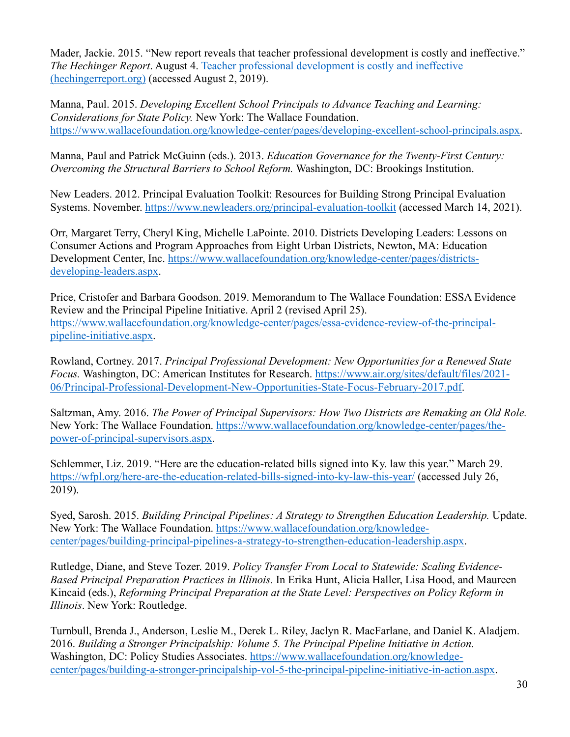Mader, Jackie. 2015. "New report reveals that teacher professional development is costly and ineffective." *The Hechinger Report*. August 4. [Teacher professional development is costly and ineffective (hechingerreport.org)](hechingerreport.org) (accessed August 2, 2019).

Manna, Paul. 2015. *Developing Excellent School Principals to Advance Teaching and Learning: Considerations for State Policy.* New York: The Wallace Foundation. https://www.wallacefoundation.org/knowledge-center/pages/developing-excellent-school-principals.aspx.

Manna, Paul and Patrick McGuinn (eds.). 2013. *Education Governance for the Twenty-First Century: Overcoming the Structural Barriers to School Reform.* Washington, DC: Brookings Institution.

New Leaders. 2012. Principal Evaluation Toolkit: Resources for Building Strong Principal Evaluation Systems. November. https://www.newleaders.org/principal-evaluation-toolkit (accessed March 14, 2021).

Orr, Margaret Terry, Cheryl King, Michelle LaPointe. 2010. Districts Developing Leaders: Lessons on Consumer Actions and Program Approaches from Eight Urban Districts, Newton, MA: Education Development Center, Inc. https://www.wallacefoundation.org/knowledge-center/pages/districts-developing-leaders.aspx.

Price, Cristofer and Barbara Goodson. 2019. Memorandum to The Wallace Foundation: ESSA Evidence Review and the Principal Pipeline Initiative. April 2 (revised April 25). https://www.wallacefoundation.org/knowledge-center/pages/essa-evidence-review-of-the-principal-pipeline-initiative.aspx.

Rowland, Cortney. 2017. *Principal Professional Development: New Opportunities for a Renewed State Focus.* Washington, DC: American Institutes for Research. https://www.air.org/sites/default/files/2021-06/Principal-Professional-Development-New-Opportunities-State-Focus-February-2017.pdf.

Saltzman, Amy. 2016. *The Power of Principal Supervisors: How Two Districts are Remaking an Old Role.* New York: The Wallace Foundation. https://www.wallacefoundation.org/knowledge-center/pages/the-power-of-principal-supervisors.aspx.

Schlemmer, Liz. 2019. "Here are the education-related bills signed into Ky. law this year." March 29. https://wfpl.org/here-are-the-education-related-bills-signed-into-ky-law-this-year/ (accessed July 26, 2019).

Syed, Sarosh. 2015. *Building Principal Pipelines: A Strategy to Strengthen Education Leadership.* Update. New York: The Wallace Foundation. https://www.wallacefoundation.org/knowledge-center/pages/building-principal-pipelines-a-strategy-to-strengthen-education-leadership.aspx.

Rutledge, Diane, and Steve Tozer. 2019. *Policy Transfer From Local to Statewide: Scaling Evidence-Based Principal Preparation Practices in Illinois.* In Erika Hunt, Alicia Haller, Lisa Hood, and Maureen Kincaid (eds.), *Reforming Principal Preparation at the State Level: Perspectives on Policy Reform in Illinois*. New York: Routledge.

Turnbull, Brenda J., Anderson, Leslie M., Derek L. Riley, Jaclyn R. MacFarlane, and Daniel K. Aladjem. 2016. *Building a Stronger Principalship: Volume 5. The Principal Pipeline Initiative in Action.* Washington, DC: Policy Studies Associates. https://www.wallacefoundation.org/knowledge-center/pages/building-a-stronger-principalship-vol-5-the-principal-pipeline-initiative-in-action.aspx.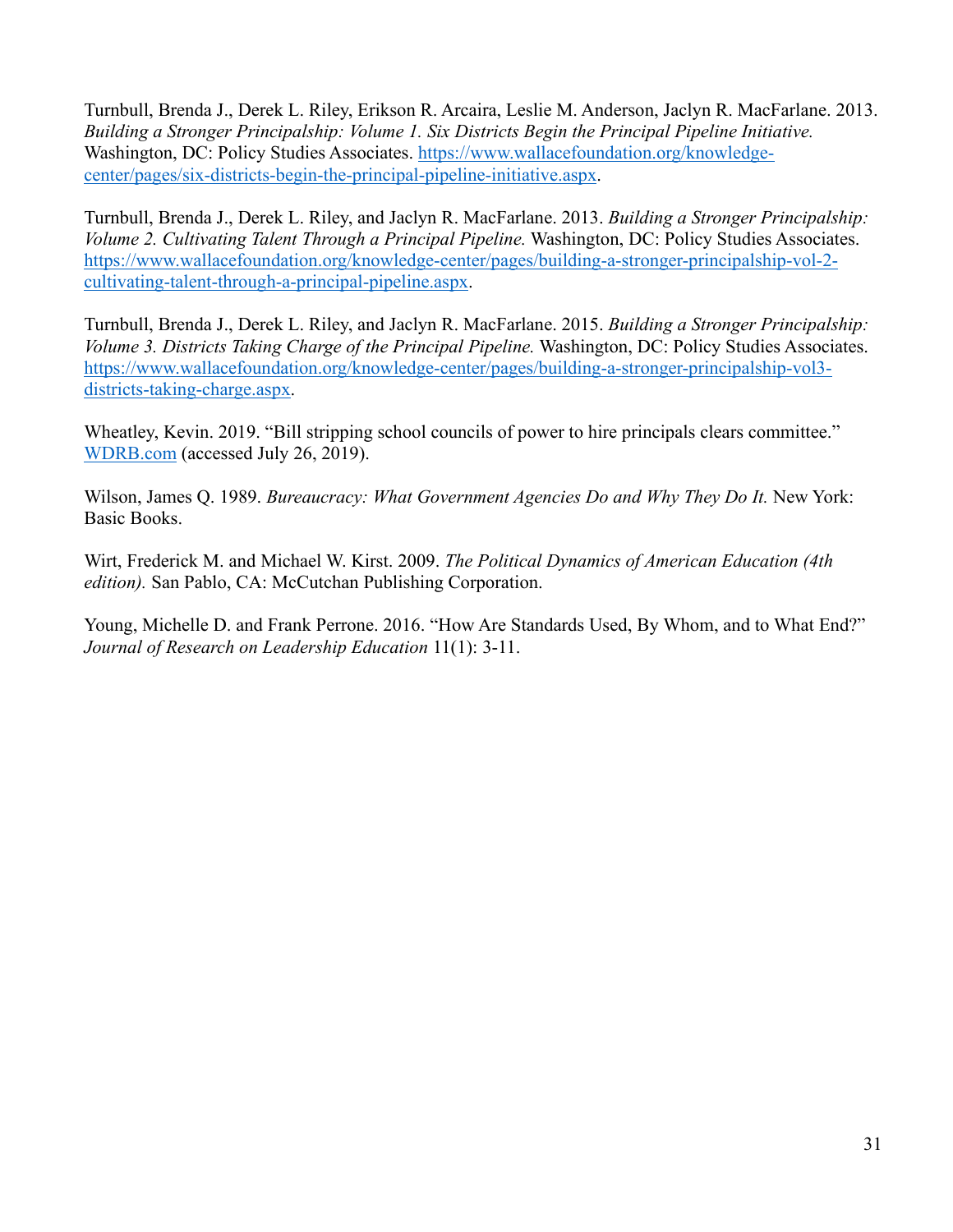Turnbull, Brenda J., Derek L. Riley, Erikson R. Arcaira, Leslie M. Anderson, Jaclyn R. MacFarlane. 2013. *Building a Stronger Principalship: Volume 1. Six Districts Begin the Principal Pipeline Initiative.* Washington, DC: Policy Studies Associates. https://www.wallacefoundation.org/knowledge-center/pages/six-districts-begin-the-principal-pipeline-initiative.aspx.

Turnbull, Brenda J., Derek L. Riley, and Jaclyn R. MacFarlane. 2013. *Building a Stronger Principalship: Volume 2. Cultivating Talent Through a Principal Pipeline.* Washington, DC: Policy Studies Associates. https://www.wallacefoundation.org/knowledge-center/pages/building-a-stronger-principalship-vol-2-cultivating-talent-through-a-principal-pipeline.aspx.

Turnbull, Brenda J., Derek L. Riley, and Jaclyn R. MacFarlane. 2015. *Building a Stronger Principalship: Volume 3. Districts Taking Charge of the Principal Pipeline.* Washington, DC: Policy Studies Associates. https://www.wallacefoundation.org/knowledge-center/pages/building-a-stronger-principalship-vol3-districts-taking-charge.aspx.

Wheatley, Kevin. 2019. "Bill stripping school councils of power to hire principals clears committee." WDRB.com (accessed July 26, 2019).

Wilson, James Q. 1989. *Bureaucracy: What Government Agencies Do and Why They Do It.* New York: Basic Books.

Wirt, Frederick M. and Michael W. Kirst. 2009. *The Political Dynamics of American Education (4th edition).* San Pablo, CA: McCutchan Publishing Corporation.

Young, Michelle D. and Frank Perrone. 2016. "How Are Standards Used, By Whom, and to What End?" *Journal of Research on Leadership Education* 11(1): 3-11.